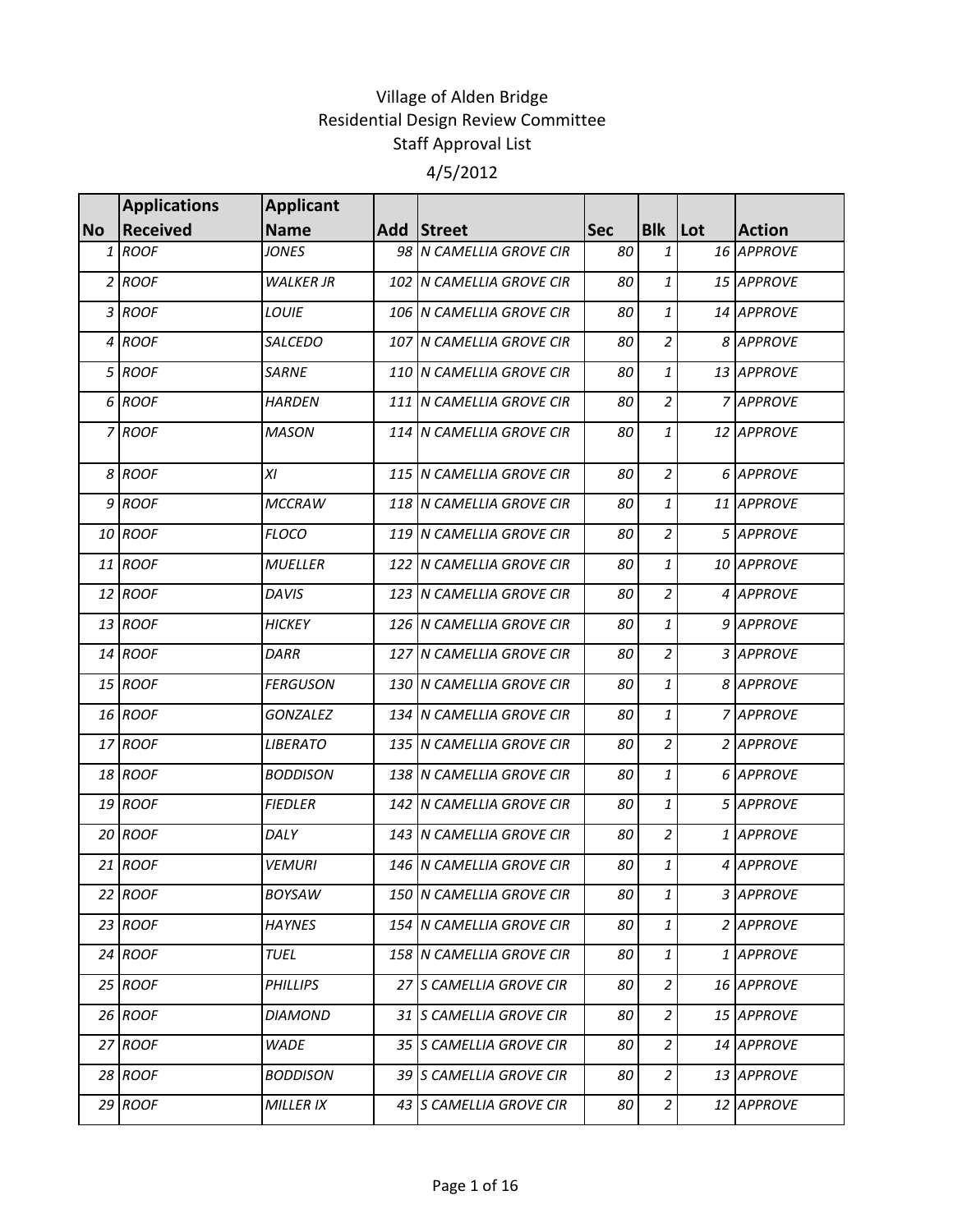# Village of Alden Bridge
## Residential Design Review Committee
## Staff Approval List
## 4/5/2012

| No | Applications Received | Applicant Name | Add | Street | Sec | Blk | Lot | Action |
|---|---|---|---|---|---|---|---|---|
| 1 | ROOF | JONES | 98 | N CAMELLIA GROVE CIR | 80 | 1 | 16 | APPROVE |
| 2 | ROOF | WALKER JR | 102 | N CAMELLIA GROVE CIR | 80 | 1 | 15 | APPROVE |
| 3 | ROOF | LOUIE | 106 | N CAMELLIA GROVE CIR | 80 | 1 | 14 | APPROVE |
| 4 | ROOF | SALCEDO | 107 | N CAMELLIA GROVE CIR | 80 | 2 | 8 | APPROVE |
| 5 | ROOF | SARNE | 110 | N CAMELLIA GROVE CIR | 80 | 1 | 13 | APPROVE |
| 6 | ROOF | HARDEN | 111 | N CAMELLIA GROVE CIR | 80 | 2 | 7 | APPROVE |
| 7 | ROOF | MASON | 114 | N CAMELLIA GROVE CIR | 80 | 1 | 12 | APPROVE |
| 8 | ROOF | XI | 115 | N CAMELLIA GROVE CIR | 80 | 2 | 6 | APPROVE |
| 9 | ROOF | MCCRAW | 118 | N CAMELLIA GROVE CIR | 80 | 1 | 11 | APPROVE |
| 10 | ROOF | FLOCO | 119 | N CAMELLIA GROVE CIR | 80 | 2 | 5 | APPROVE |
| 11 | ROOF | MUELLER | 122 | N CAMELLIA GROVE CIR | 80 | 1 | 10 | APPROVE |
| 12 | ROOF | DAVIS | 123 | N CAMELLIA GROVE CIR | 80 | 2 | 4 | APPROVE |
| 13 | ROOF | HICKEY | 126 | N CAMELLIA GROVE CIR | 80 | 1 | 9 | APPROVE |
| 14 | ROOF | DARR | 127 | N CAMELLIA GROVE CIR | 80 | 2 | 3 | APPROVE |
| 15 | ROOF | FERGUSON | 130 | N CAMELLIA GROVE CIR | 80 | 1 | 8 | APPROVE |
| 16 | ROOF | GONZALEZ | 134 | N CAMELLIA GROVE CIR | 80 | 1 | 7 | APPROVE |
| 17 | ROOF | LIBERATO | 135 | N CAMELLIA GROVE CIR | 80 | 2 | 2 | APPROVE |
| 18 | ROOF | BODDISON | 138 | N CAMELLIA GROVE CIR | 80 | 1 | 6 | APPROVE |
| 19 | ROOF | FIEDLER | 142 | N CAMELLIA GROVE CIR | 80 | 1 | 5 | APPROVE |
| 20 | ROOF | DALY | 143 | N CAMELLIA GROVE CIR | 80 | 2 | 1 | APPROVE |
| 21 | ROOF | VEMURI | 146 | N CAMELLIA GROVE CIR | 80 | 1 | 4 | APPROVE |
| 22 | ROOF | BOYSAW | 150 | N CAMELLIA GROVE CIR | 80 | 1 | 3 | APPROVE |
| 23 | ROOF | HAYNES | 154 | N CAMELLIA GROVE CIR | 80 | 1 | 2 | APPROVE |
| 24 | ROOF | TUEL | 158 | N CAMELLIA GROVE CIR | 80 | 1 | 1 | APPROVE |
| 25 | ROOF | PHILLIPS | 27 | S CAMELLIA GROVE CIR | 80 | 2 | 16 | APPROVE |
| 26 | ROOF | DIAMOND | 31 | S CAMELLIA GROVE CIR | 80 | 2 | 15 | APPROVE |
| 27 | ROOF | WADE | 35 | S CAMELLIA GROVE CIR | 80 | 2 | 14 | APPROVE |
| 28 | ROOF | BODDISON | 39 | S CAMELLIA GROVE CIR | 80 | 2 | 13 | APPROVE |
| 29 | ROOF | MILLER IX | 43 | S CAMELLIA GROVE CIR | 80 | 2 | 12 | APPROVE |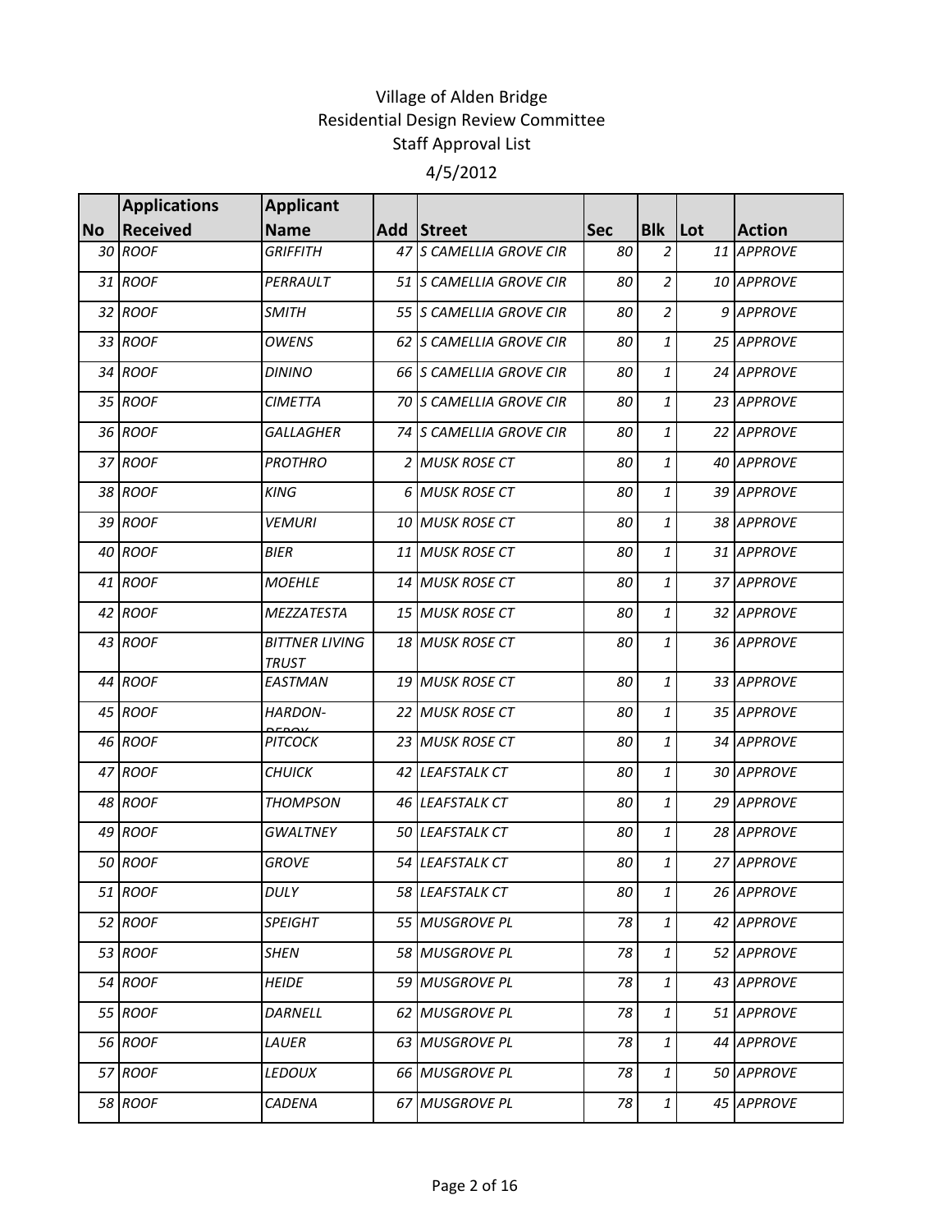Village of Alden Bridge
Residential Design Review Committee
Staff Approval List
4/5/2012

| No | Applications Received | Applicant Name | Add | Street | Sec | Blk | Lot | Action |
|---|---|---|---|---|---|---|---|---|
| 30 | ROOF | GRIFFITH | 47 | S CAMELLIA GROVE CIR | 80 | 2 | 11 | APPROVE |
| 31 | ROOF | PERRAULT | 51 | S CAMELLIA GROVE CIR | 80 | 2 | 10 | APPROVE |
| 32 | ROOF | SMITH | 55 | S CAMELLIA GROVE CIR | 80 | 2 | 9 | APPROVE |
| 33 | ROOF | OWENS | 62 | S CAMELLIA GROVE CIR | 80 | 1 | 25 | APPROVE |
| 34 | ROOF | DININO | 66 | S CAMELLIA GROVE CIR | 80 | 1 | 24 | APPROVE |
| 35 | ROOF | CIMETTA | 70 | S CAMELLIA GROVE CIR | 80 | 1 | 23 | APPROVE |
| 36 | ROOF | GALLAGHER | 74 | S CAMELLIA GROVE CIR | 80 | 1 | 22 | APPROVE |
| 37 | ROOF | PROTHRO | 2 | MUSK ROSE CT | 80 | 1 | 40 | APPROVE |
| 38 | ROOF | KING | 6 | MUSK ROSE CT | 80 | 1 | 39 | APPROVE |
| 39 | ROOF | VEMURI | 10 | MUSK ROSE CT | 80 | 1 | 38 | APPROVE |
| 40 | ROOF | BIER | 11 | MUSK ROSE CT | 80 | 1 | 31 | APPROVE |
| 41 | ROOF | MOEHLE | 14 | MUSK ROSE CT | 80 | 1 | 37 | APPROVE |
| 42 | ROOF | MEZZATESTA | 15 | MUSK ROSE CT | 80 | 1 | 32 | APPROVE |
| 43 | ROOF | BITTNER LIVING TRUST | 18 | MUSK ROSE CT | 80 | 1 | 36 | APPROVE |
| 44 | ROOF | EASTMAN | 19 | MUSK ROSE CT | 80 | 1 | 33 | APPROVE |
| 45 | ROOF | HARDON-DEROY | 22 | MUSK ROSE CT | 80 | 1 | 35 | APPROVE |
| 46 | ROOF | PITCOCK | 23 | MUSK ROSE CT | 80 | 1 | 34 | APPROVE |
| 47 | ROOF | CHUICK | 42 | LEAFSTALK CT | 80 | 1 | 30 | APPROVE |
| 48 | ROOF | THOMPSON | 46 | LEAFSTALK CT | 80 | 1 | 29 | APPROVE |
| 49 | ROOF | GWALTNEY | 50 | LEAFSTALK CT | 80 | 1 | 28 | APPROVE |
| 50 | ROOF | GROVE | 54 | LEAFSTALK CT | 80 | 1 | 27 | APPROVE |
| 51 | ROOF | DULY | 58 | LEAFSTALK CT | 80 | 1 | 26 | APPROVE |
| 52 | ROOF | SPEIGHT | 55 | MUSGROVE PL | 78 | 1 | 42 | APPROVE |
| 53 | ROOF | SHEN | 58 | MUSGROVE PL | 78 | 1 | 52 | APPROVE |
| 54 | ROOF | HEIDE | 59 | MUSGROVE PL | 78 | 1 | 43 | APPROVE |
| 55 | ROOF | DARNELL | 62 | MUSGROVE PL | 78 | 1 | 51 | APPROVE |
| 56 | ROOF | LAUER | 63 | MUSGROVE PL | 78 | 1 | 44 | APPROVE |
| 57 | ROOF | LEDOUX | 66 | MUSGROVE PL | 78 | 1 | 50 | APPROVE |
| 58 | ROOF | CADENA | 67 | MUSGROVE PL | 78 | 1 | 45 | APPROVE |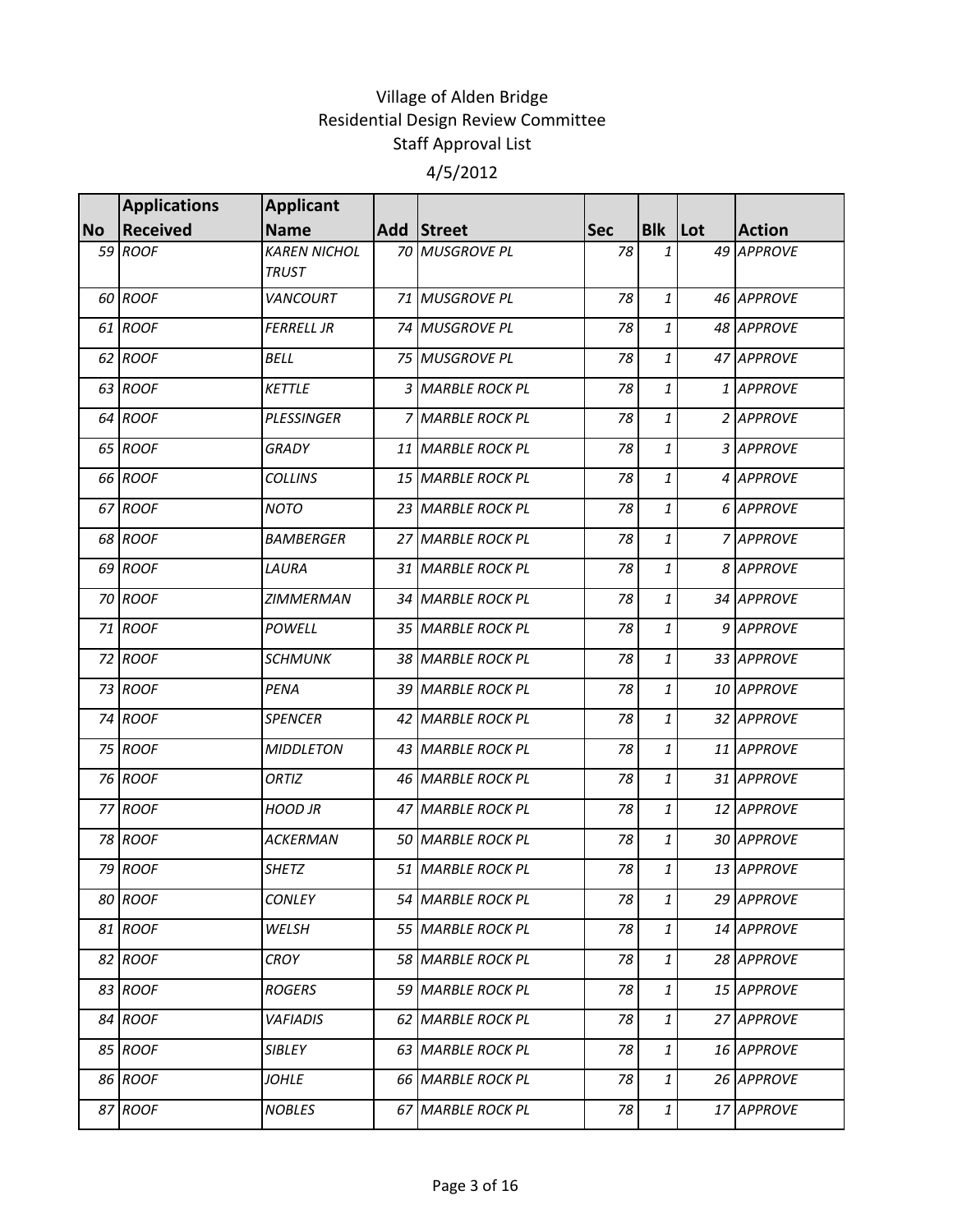Village of Alden Bridge
Residential Design Review Committee
Staff Approval List
4/5/2012

| No | Applications Received | Applicant Name | Add | Street | Sec | Blk | Lot | Action |
|---|---|---|---|---|---|---|---|---|
| 59 | ROOF | KAREN NICHOL TRUST | 70 | MUSGROVE PL | 78 | 1 | 49 | APPROVE |
| 60 | ROOF | VANCOURT | 71 | MUSGROVE PL | 78 | 1 | 46 | APPROVE |
| 61 | ROOF | FERRELL JR | 74 | MUSGROVE PL | 78 | 1 | 48 | APPROVE |
| 62 | ROOF | BELL | 75 | MUSGROVE PL | 78 | 1 | 47 | APPROVE |
| 63 | ROOF | KETTLE | 3 | MARBLE ROCK PL | 78 | 1 | 1 | APPROVE |
| 64 | ROOF | PLESSINGER | 7 | MARBLE ROCK PL | 78 | 1 | 2 | APPROVE |
| 65 | ROOF | GRADY | 11 | MARBLE ROCK PL | 78 | 1 | 3 | APPROVE |
| 66 | ROOF | COLLINS | 15 | MARBLE ROCK PL | 78 | 1 | 4 | APPROVE |
| 67 | ROOF | NOTO | 23 | MARBLE ROCK PL | 78 | 1 | 6 | APPROVE |
| 68 | ROOF | BAMBERGER | 27 | MARBLE ROCK PL | 78 | 1 | 7 | APPROVE |
| 69 | ROOF | LAURA | 31 | MARBLE ROCK PL | 78 | 1 | 8 | APPROVE |
| 70 | ROOF | ZIMMERMAN | 34 | MARBLE ROCK PL | 78 | 1 | 34 | APPROVE |
| 71 | ROOF | POWELL | 35 | MARBLE ROCK PL | 78 | 1 | 9 | APPROVE |
| 72 | ROOF | SCHMUNK | 38 | MARBLE ROCK PL | 78 | 1 | 33 | APPROVE |
| 73 | ROOF | PENA | 39 | MARBLE ROCK PL | 78 | 1 | 10 | APPROVE |
| 74 | ROOF | SPENCER | 42 | MARBLE ROCK PL | 78 | 1 | 32 | APPROVE |
| 75 | ROOF | MIDDLETON | 43 | MARBLE ROCK PL | 78 | 1 | 11 | APPROVE |
| 76 | ROOF | ORTIZ | 46 | MARBLE ROCK PL | 78 | 1 | 31 | APPROVE |
| 77 | ROOF | HOOD JR | 47 | MARBLE ROCK PL | 78 | 1 | 12 | APPROVE |
| 78 | ROOF | ACKERMAN | 50 | MARBLE ROCK PL | 78 | 1 | 30 | APPROVE |
| 79 | ROOF | SHETZ | 51 | MARBLE ROCK PL | 78 | 1 | 13 | APPROVE |
| 80 | ROOF | CONLEY | 54 | MARBLE ROCK PL | 78 | 1 | 29 | APPROVE |
| 81 | ROOF | WELSH | 55 | MARBLE ROCK PL | 78 | 1 | 14 | APPROVE |
| 82 | ROOF | CROY | 58 | MARBLE ROCK PL | 78 | 1 | 28 | APPROVE |
| 83 | ROOF | ROGERS | 59 | MARBLE ROCK PL | 78 | 1 | 15 | APPROVE |
| 84 | ROOF | VAFIADIS | 62 | MARBLE ROCK PL | 78 | 1 | 27 | APPROVE |
| 85 | ROOF | SIBLEY | 63 | MARBLE ROCK PL | 78 | 1 | 16 | APPROVE |
| 86 | ROOF | JOHLE | 66 | MARBLE ROCK PL | 78 | 1 | 26 | APPROVE |
| 87 | ROOF | NOBLES | 67 | MARBLE ROCK PL | 78 | 1 | 17 | APPROVE |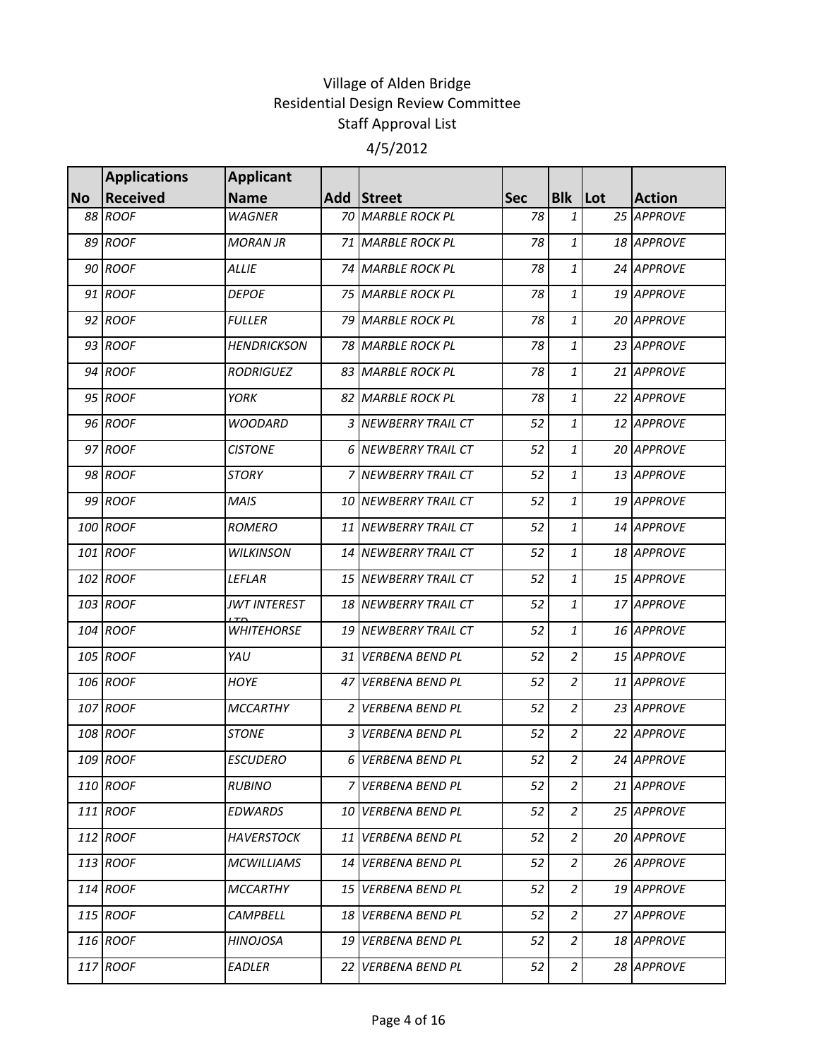Village of Alden Bridge
Residential Design Review Committee
Staff Approval List

4/5/2012

| No | Applications Received | Applicant Name | Add | Street | Sec | Blk | Lot | Action |
|---|---|---|---|---|---|---|---|---|
| 88 | ROOF | WAGNER | 70 | MARBLE ROCK PL | 78 | 1 | 25 | APPROVE |
| 89 | ROOF | MORAN JR | 71 | MARBLE ROCK PL | 78 | 1 | 18 | APPROVE |
| 90 | ROOF | ALLIE | 74 | MARBLE ROCK PL | 78 | 1 | 24 | APPROVE |
| 91 | ROOF | DEPOE | 75 | MARBLE ROCK PL | 78 | 1 | 19 | APPROVE |
| 92 | ROOF | FULLER | 79 | MARBLE ROCK PL | 78 | 1 | 20 | APPROVE |
| 93 | ROOF | HENDRICKSON | 78 | MARBLE ROCK PL | 78 | 1 | 23 | APPROVE |
| 94 | ROOF | RODRIGUEZ | 83 | MARBLE ROCK PL | 78 | 1 | 21 | APPROVE |
| 95 | ROOF | YORK | 82 | MARBLE ROCK PL | 78 | 1 | 22 | APPROVE |
| 96 | ROOF | WOODARD | 3 | NEWBERRY TRAIL CT | 52 | 1 | 12 | APPROVE |
| 97 | ROOF | CISTONE | 6 | NEWBERRY TRAIL CT | 52 | 1 | 20 | APPROVE |
| 98 | ROOF | STORY | 7 | NEWBERRY TRAIL CT | 52 | 1 | 13 | APPROVE |
| 99 | ROOF | MAIS | 10 | NEWBERRY TRAIL CT | 52 | 1 | 19 | APPROVE |
| 100 | ROOF | ROMERO | 11 | NEWBERRY TRAIL CT | 52 | 1 | 14 | APPROVE |
| 101 | ROOF | WILKINSON | 14 | NEWBERRY TRAIL CT | 52 | 1 | 18 | APPROVE |
| 102 | ROOF | LEFLAR | 15 | NEWBERRY TRAIL CT | 52 | 1 | 15 | APPROVE |
| 103 | ROOF | JWT INTEREST LTD | 18 | NEWBERRY TRAIL CT | 52 | 1 | 17 | APPROVE |
| 104 | ROOF | WHITEHORSE | 19 | NEWBERRY TRAIL CT | 52 | 1 | 16 | APPROVE |
| 105 | ROOF | YAU | 31 | VERBENA BEND PL | 52 | 2 | 15 | APPROVE |
| 106 | ROOF | HOYE | 47 | VERBENA BEND PL | 52 | 2 | 11 | APPROVE |
| 107 | ROOF | MCCARTHY | 2 | VERBENA BEND PL | 52 | 2 | 23 | APPROVE |
| 108 | ROOF | STONE | 3 | VERBENA BEND PL | 52 | 2 | 22 | APPROVE |
| 109 | ROOF | ESCUDERO | 6 | VERBENA BEND PL | 52 | 2 | 24 | APPROVE |
| 110 | ROOF | RUBINO | 7 | VERBENA BEND PL | 52 | 2 | 21 | APPROVE |
| 111 | ROOF | EDWARDS | 10 | VERBENA BEND PL | 52 | 2 | 25 | APPROVE |
| 112 | ROOF | HAVERSTOCK | 11 | VERBENA BEND PL | 52 | 2 | 20 | APPROVE |
| 113 | ROOF | MCWILLIAMS | 14 | VERBENA BEND PL | 52 | 2 | 26 | APPROVE |
| 114 | ROOF | MCCARTHY | 15 | VERBENA BEND PL | 52 | 2 | 19 | APPROVE |
| 115 | ROOF | CAMPBELL | 18 | VERBENA BEND PL | 52 | 2 | 27 | APPROVE |
| 116 | ROOF | HINOJOSA | 19 | VERBENA BEND PL | 52 | 2 | 18 | APPROVE |
| 117 | ROOF | EADLER | 22 | VERBENA BEND PL | 52 | 2 | 28 | APPROVE |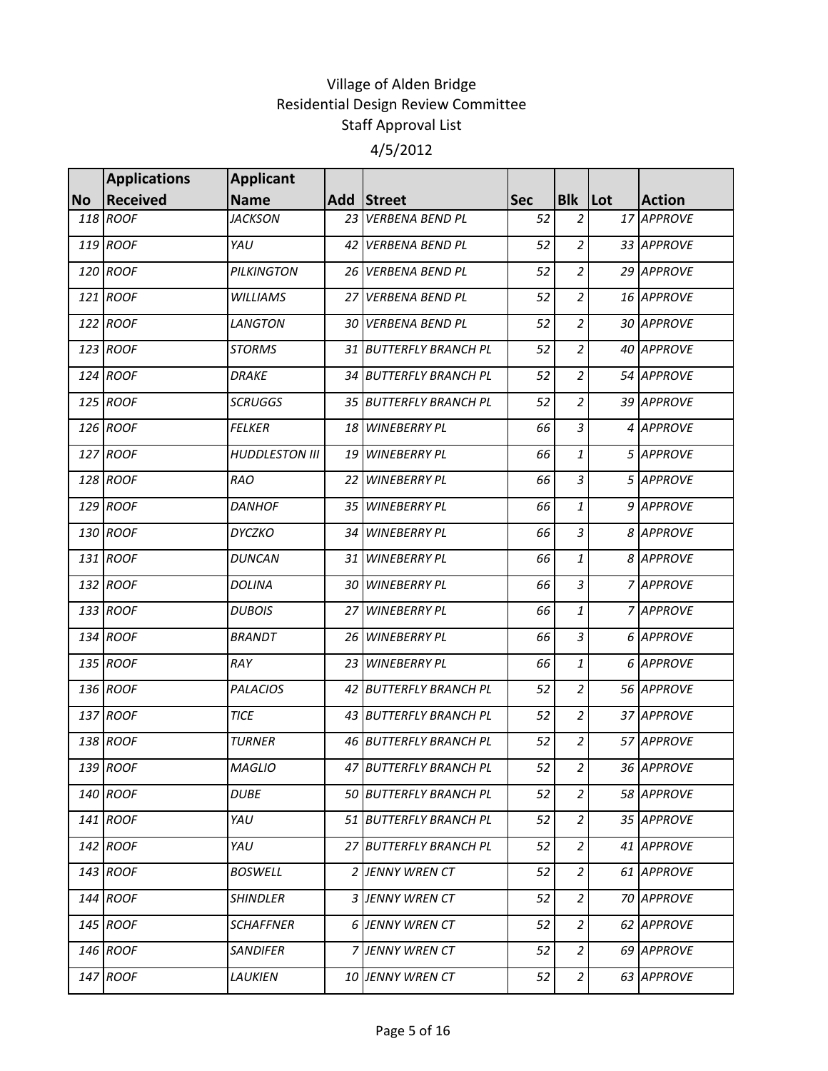Village of Alden Bridge
Residential Design Review Committee
Staff Approval List

4/5/2012

| No | Applications Received | Applicant Name | Add | Street | Sec | Blk | Lot | Action |
|---|---|---|---|---|---|---|---|---|
| 118 | ROOF | JACKSON | 23 | VERBENA BEND PL | 52 | 2 | 17 | APPROVE |
| 119 | ROOF | YAU | 42 | VERBENA BEND PL | 52 | 2 | 33 | APPROVE |
| 120 | ROOF | PILKINGTON | 26 | VERBENA BEND PL | 52 | 2 | 29 | APPROVE |
| 121 | ROOF | WILLIAMS | 27 | VERBENA BEND PL | 52 | 2 | 16 | APPROVE |
| 122 | ROOF | LANGTON | 30 | VERBENA BEND PL | 52 | 2 | 30 | APPROVE |
| 123 | ROOF | STORMS | 31 | BUTTERFLY BRANCH PL | 52 | 2 | 40 | APPROVE |
| 124 | ROOF | DRAKE | 34 | BUTTERFLY BRANCH PL | 52 | 2 | 54 | APPROVE |
| 125 | ROOF | SCRUGGS | 35 | BUTTERFLY BRANCH PL | 52 | 2 | 39 | APPROVE |
| 126 | ROOF | FELKER | 18 | WINEBERRY PL | 66 | 3 | 4 | APPROVE |
| 127 | ROOF | HUDDLESTON III | 19 | WINEBERRY PL | 66 | 1 | 5 | APPROVE |
| 128 | ROOF | RAO | 22 | WINEBERRY PL | 66 | 3 | 5 | APPROVE |
| 129 | ROOF | DANHOF | 35 | WINEBERRY PL | 66 | 1 | 9 | APPROVE |
| 130 | ROOF | DYCZKO | 34 | WINEBERRY PL | 66 | 3 | 8 | APPROVE |
| 131 | ROOF | DUNCAN | 31 | WINEBERRY PL | 66 | 1 | 8 | APPROVE |
| 132 | ROOF | DOLINA | 30 | WINEBERRY PL | 66 | 3 | 7 | APPROVE |
| 133 | ROOF | DUBOIS | 27 | WINEBERRY PL | 66 | 1 | 7 | APPROVE |
| 134 | ROOF | BRANDT | 26 | WINEBERRY PL | 66 | 3 | 6 | APPROVE |
| 135 | ROOF | RAY | 23 | WINEBERRY PL | 66 | 1 | 6 | APPROVE |
| 136 | ROOF | PALACIOS | 42 | BUTTERFLY BRANCH PL | 52 | 2 | 56 | APPROVE |
| 137 | ROOF | TICE | 43 | BUTTERFLY BRANCH PL | 52 | 2 | 37 | APPROVE |
| 138 | ROOF | TURNER | 46 | BUTTERFLY BRANCH PL | 52 | 2 | 57 | APPROVE |
| 139 | ROOF | MAGLIO | 47 | BUTTERFLY BRANCH PL | 52 | 2 | 36 | APPROVE |
| 140 | ROOF | DUBE | 50 | BUTTERFLY BRANCH PL | 52 | 2 | 58 | APPROVE |
| 141 | ROOF | YAU | 51 | BUTTERFLY BRANCH PL | 52 | 2 | 35 | APPROVE |
| 142 | ROOF | YAU | 27 | BUTTERFLY BRANCH PL | 52 | 2 | 41 | APPROVE |
| 143 | ROOF | BOSWELL | 2 | JENNY WREN CT | 52 | 2 | 61 | APPROVE |
| 144 | ROOF | SHINDLER | 3 | JENNY WREN CT | 52 | 2 | 70 | APPROVE |
| 145 | ROOF | SCHAFFNER | 6 | JENNY WREN CT | 52 | 2 | 62 | APPROVE |
| 146 | ROOF | SANDIFER | 7 | JENNY WREN CT | 52 | 2 | 69 | APPROVE |
| 147 | ROOF | LAUKIEN | 10 | JENNY WREN CT | 52 | 2 | 63 | APPROVE |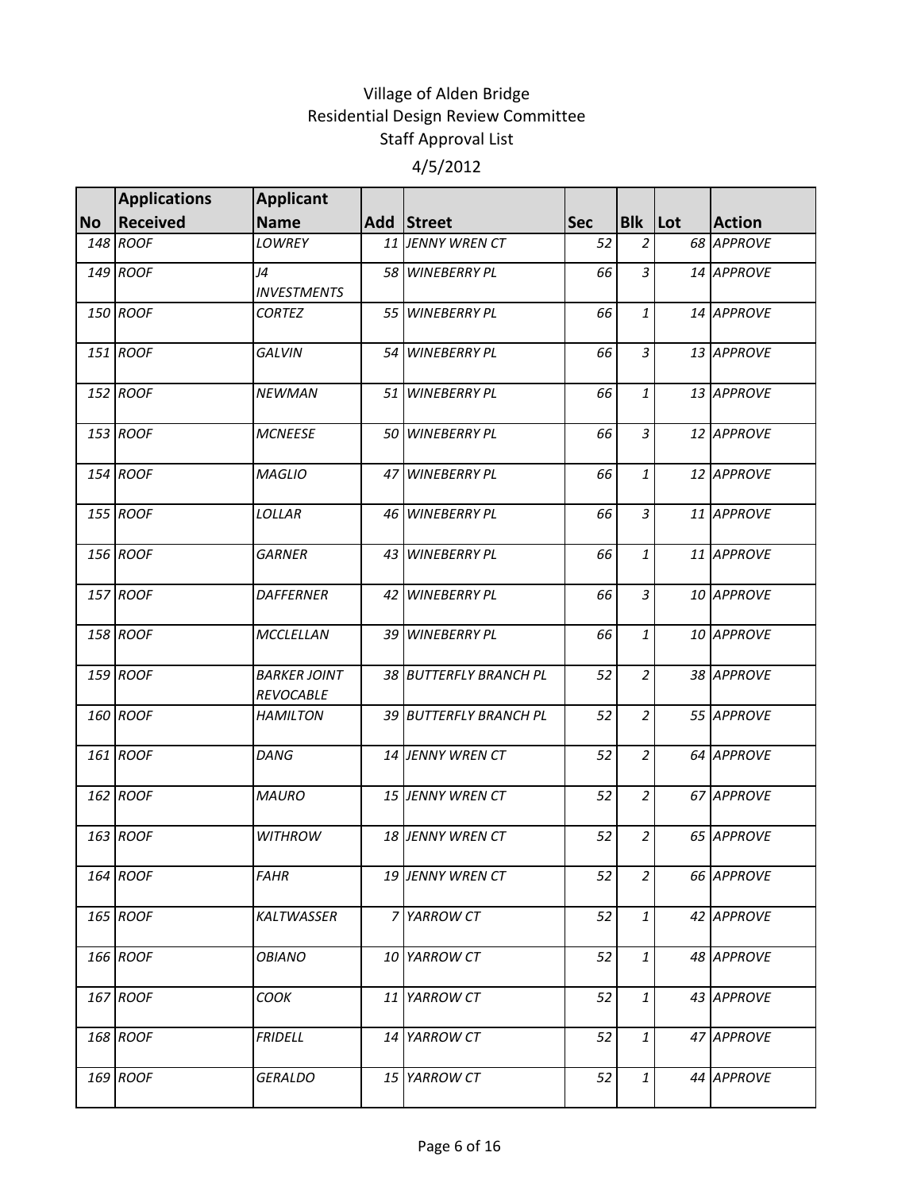Village of Alden Bridge
Residential Design Review Committee
Staff Approval List

4/5/2012

| No | Applications Received | Applicant Name | Add | Street | Sec | Blk | Lot | Action |
|---|---|---|---|---|---|---|---|---|
| 148 | ROOF | LOWREY | 11 | JENNY WREN CT | 52 | 2 | 68 | APPROVE |
| 149 | ROOF | J4 INVESTMENTS | 58 | WINEBERRY PL | 66 | 3 | 14 | APPROVE |
| 150 | ROOF | CORTEZ | 55 | WINEBERRY PL | 66 | 1 | 14 | APPROVE |
| 151 | ROOF | GALVIN | 54 | WINEBERRY PL | 66 | 3 | 13 | APPROVE |
| 152 | ROOF | NEWMAN | 51 | WINEBERRY PL | 66 | 1 | 13 | APPROVE |
| 153 | ROOF | MCNEESE | 50 | WINEBERRY PL | 66 | 3 | 12 | APPROVE |
| 154 | ROOF | MAGLIO | 47 | WINEBERRY PL | 66 | 1 | 12 | APPROVE |
| 155 | ROOF | LOLLAR | 46 | WINEBERRY PL | 66 | 3 | 11 | APPROVE |
| 156 | ROOF | GARNER | 43 | WINEBERRY PL | 66 | 1 | 11 | APPROVE |
| 157 | ROOF | DAFFERNER | 42 | WINEBERRY PL | 66 | 3 | 10 | APPROVE |
| 158 | ROOF | MCCLELLAN | 39 | WINEBERRY PL | 66 | 1 | 10 | APPROVE |
| 159 | ROOF | BARKER JOINT REVOCABLE | 38 | BUTTERFLY BRANCH PL | 52 | 2 | 38 | APPROVE |
| 160 | ROOF | HAMILTON | 39 | BUTTERFLY BRANCH PL | 52 | 2 | 55 | APPROVE |
| 161 | ROOF | DANG | 14 | JENNY WREN CT | 52 | 2 | 64 | APPROVE |
| 162 | ROOF | MAURO | 15 | JENNY WREN CT | 52 | 2 | 67 | APPROVE |
| 163 | ROOF | WITHROW | 18 | JENNY WREN CT | 52 | 2 | 65 | APPROVE |
| 164 | ROOF | FAHR | 19 | JENNY WREN CT | 52 | 2 | 66 | APPROVE |
| 165 | ROOF | KALTWASSER | 7 | YARROW CT | 52 | 1 | 42 | APPROVE |
| 166 | ROOF | OBIANO | 10 | YARROW CT | 52 | 1 | 48 | APPROVE |
| 167 | ROOF | COOK | 11 | YARROW CT | 52 | 1 | 43 | APPROVE |
| 168 | ROOF | FRIDELL | 14 | YARROW CT | 52 | 1 | 47 | APPROVE |
| 169 | ROOF | GERALDO | 15 | YARROW CT | 52 | 1 | 44 | APPROVE |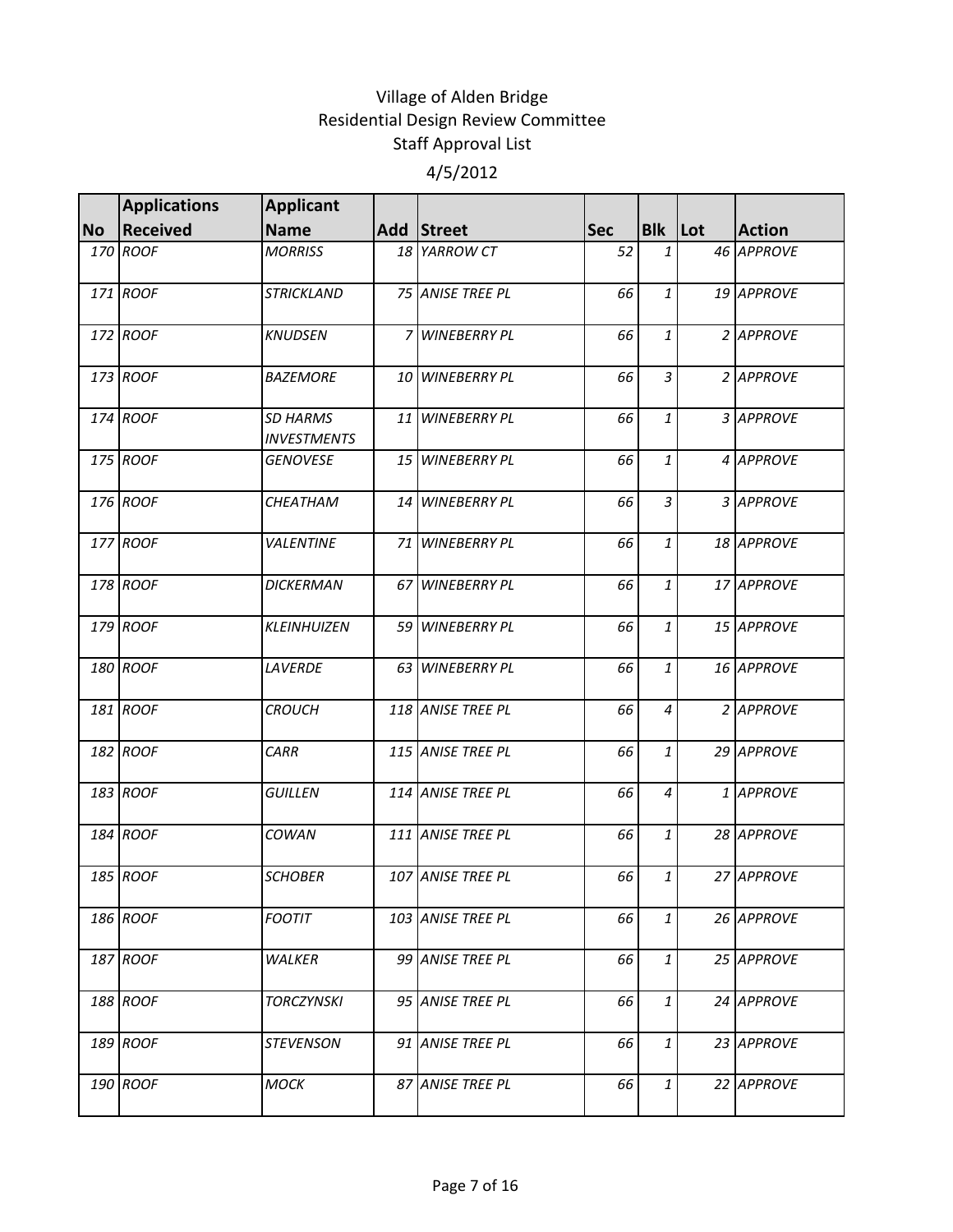Village of Alden Bridge
Residential Design Review Committee
Staff Approval List

4/5/2012

| No | Applications Received | Applicant Name | Add | Street | Sec | Blk | Lot | Action |
|---|---|---|---|---|---|---|---|---|
| 170 | ROOF | MORRISS | 18 | YARROW CT | 52 | 1 | 46 | APPROVE |
| 171 | ROOF | STRICKLAND | 75 | ANISE TREE PL | 66 | 1 | 19 | APPROVE |
| 172 | ROOF | KNUDSEN | 7 | WINEBERRY PL | 66 | 1 | 2 | APPROVE |
| 173 | ROOF | BAZEMORE | 10 | WINEBERRY PL | 66 | 3 | 2 | APPROVE |
| 174 | ROOF | SD HARMS INVESTMENTS | 11 | WINEBERRY PL | 66 | 1 | 3 | APPROVE |
| 175 | ROOF | GENOVESE | 15 | WINEBERRY PL | 66 | 1 | 4 | APPROVE |
| 176 | ROOF | CHEATHAM | 14 | WINEBERRY PL | 66 | 3 | 3 | APPROVE |
| 177 | ROOF | VALENTINE | 71 | WINEBERRY PL | 66 | 1 | 18 | APPROVE |
| 178 | ROOF | DICKERMAN | 67 | WINEBERRY PL | 66 | 1 | 17 | APPROVE |
| 179 | ROOF | KLEINHUIZEN | 59 | WINEBERRY PL | 66 | 1 | 15 | APPROVE |
| 180 | ROOF | LAVERDE | 63 | WINEBERRY PL | 66 | 1 | 16 | APPROVE |
| 181 | ROOF | CROUCH | 118 | ANISE TREE PL | 66 | 4 | 2 | APPROVE |
| 182 | ROOF | CARR | 115 | ANISE TREE PL | 66 | 1 | 29 | APPROVE |
| 183 | ROOF | GUILLEN | 114 | ANISE TREE PL | 66 | 4 | 1 | APPROVE |
| 184 | ROOF | COWAN | 111 | ANISE TREE PL | 66 | 1 | 28 | APPROVE |
| 185 | ROOF | SCHOBER | 107 | ANISE TREE PL | 66 | 1 | 27 | APPROVE |
| 186 | ROOF | FOOTIT | 103 | ANISE TREE PL | 66 | 1 | 26 | APPROVE |
| 187 | ROOF | WALKER | 99 | ANISE TREE PL | 66 | 1 | 25 | APPROVE |
| 188 | ROOF | TORCZYNSKI | 95 | ANISE TREE PL | 66 | 1 | 24 | APPROVE |
| 189 | ROOF | STEVENSON | 91 | ANISE TREE PL | 66 | 1 | 23 | APPROVE |
| 190 | ROOF | MOCK | 87 | ANISE TREE PL | 66 | 1 | 22 | APPROVE |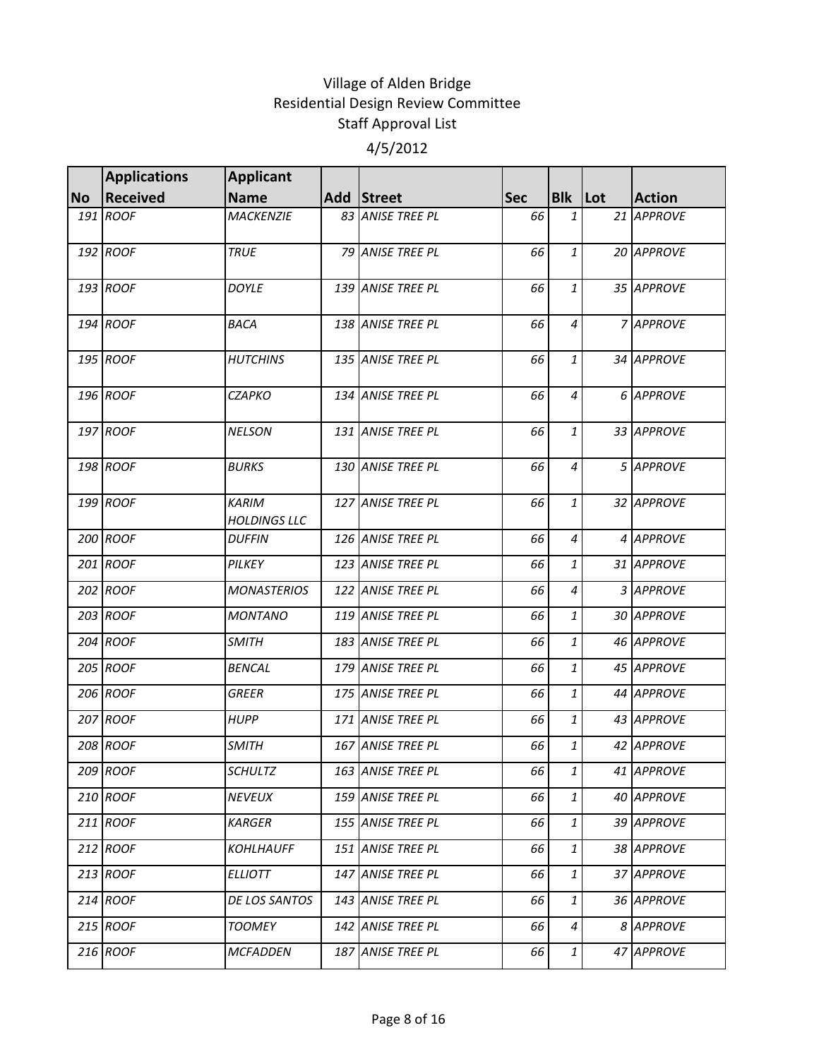# Village of Alden Bridge
## Residential Design Review Committee
## Staff Approval List
### 4/5/2012

| No | Applications Received | Applicant Name | Add | Street | Sec | Blk | Lot | Action |
|---|---|---|---|---|---|---|---|---|
| 191 | ROOF | MACKENZIE | 83 | ANISE TREE PL | 66 | 1 | 21 | APPROVE |
| 192 | ROOF | TRUE | 79 | ANISE TREE PL | 66 | 1 | 20 | APPROVE |
| 193 | ROOF | DOYLE | 139 | ANISE TREE PL | 66 | 1 | 35 | APPROVE |
| 194 | ROOF | BACA | 138 | ANISE TREE PL | 66 | 4 | 7 | APPROVE |
| 195 | ROOF | HUTCHINS | 135 | ANISE TREE PL | 66 | 1 | 34 | APPROVE |
| 196 | ROOF | CZAPKO | 134 | ANISE TREE PL | 66 | 4 | 6 | APPROVE |
| 197 | ROOF | NELSON | 131 | ANISE TREE PL | 66 | 1 | 33 | APPROVE |
| 198 | ROOF | BURKS | 130 | ANISE TREE PL | 66 | 4 | 5 | APPROVE |
| 199 | ROOF | KARIM HOLDINGS LLC | 127 | ANISE TREE PL | 66 | 1 | 32 | APPROVE |
| 200 | ROOF | DUFFIN | 126 | ANISE TREE PL | 66 | 4 | 4 | APPROVE |
| 201 | ROOF | PILKEY | 123 | ANISE TREE PL | 66 | 1 | 31 | APPROVE |
| 202 | ROOF | MONASTERIOS | 122 | ANISE TREE PL | 66 | 4 | 3 | APPROVE |
| 203 | ROOF | MONTANO | 119 | ANISE TREE PL | 66 | 1 | 30 | APPROVE |
| 204 | ROOF | SMITH | 183 | ANISE TREE PL | 66 | 1 | 46 | APPROVE |
| 205 | ROOF | BENCAL | 179 | ANISE TREE PL | 66 | 1 | 45 | APPROVE |
| 206 | ROOF | GREER | 175 | ANISE TREE PL | 66 | 1 | 44 | APPROVE |
| 207 | ROOF | HUPP | 171 | ANISE TREE PL | 66 | 1 | 43 | APPROVE |
| 208 | ROOF | SMITH | 167 | ANISE TREE PL | 66 | 1 | 42 | APPROVE |
| 209 | ROOF | SCHULTZ | 163 | ANISE TREE PL | 66 | 1 | 41 | APPROVE |
| 210 | ROOF | NEVEUX | 159 | ANISE TREE PL | 66 | 1 | 40 | APPROVE |
| 211 | ROOF | KARGER | 155 | ANISE TREE PL | 66 | 1 | 39 | APPROVE |
| 212 | ROOF | KOHLHAUFF | 151 | ANISE TREE PL | 66 | 1 | 38 | APPROVE |
| 213 | ROOF | ELLIOTT | 147 | ANISE TREE PL | 66 | 1 | 37 | APPROVE |
| 214 | ROOF | DE LOS SANTOS | 143 | ANISE TREE PL | 66 | 1 | 36 | APPROVE |
| 215 | ROOF | TOOMEY | 142 | ANISE TREE PL | 66 | 4 | 8 | APPROVE |
| 216 | ROOF | MCFADDEN | 187 | ANISE TREE PL | 66 | 1 | 47 | APPROVE |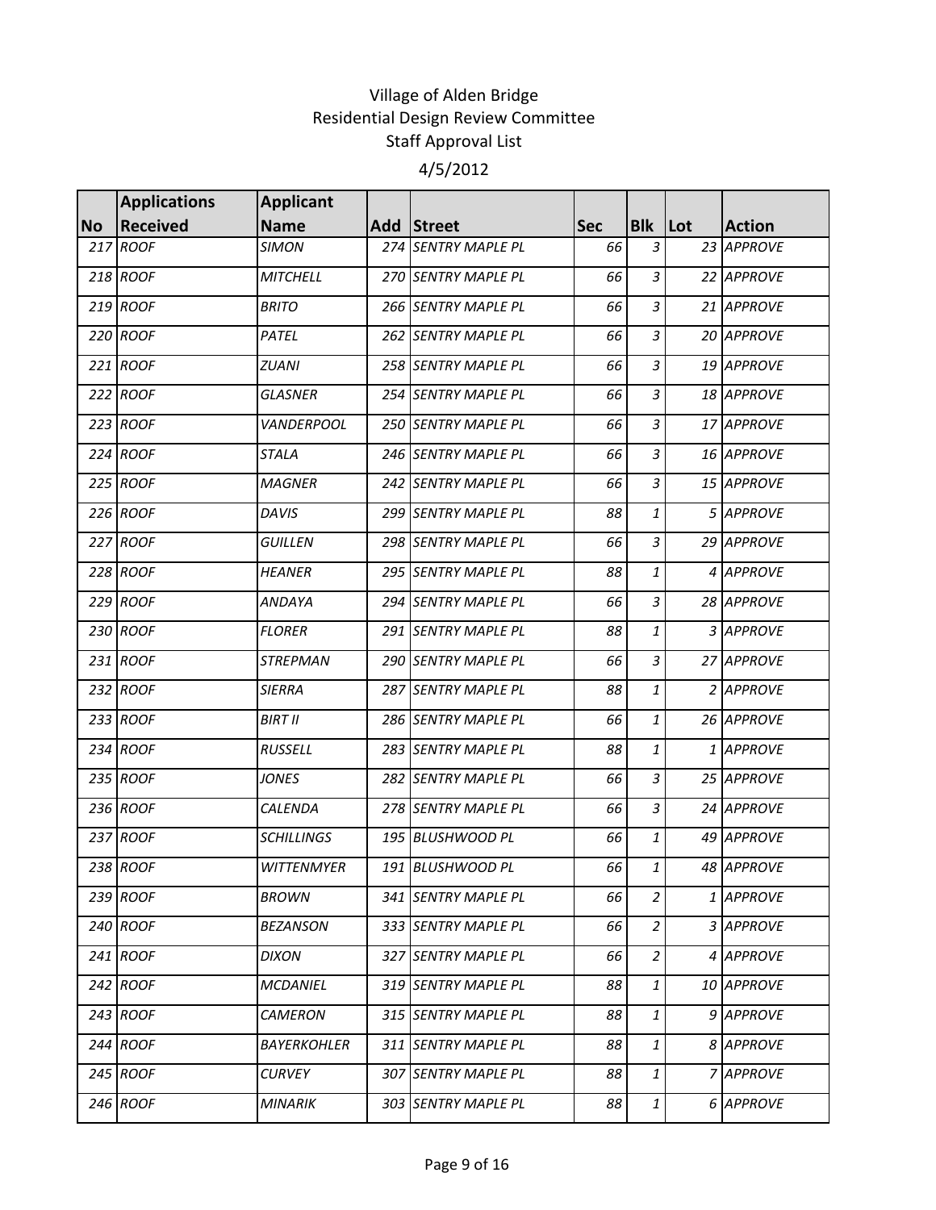# Village of Alden Bridge
## Residential Design Review Committee
### Staff Approval List

4/5/2012

| No | Applications Received | Applicant Name | Add | Street | Sec | Blk | Lot | Action |
|---|---|---|---|---|---|---|---|---|
| 217 | ROOF | SIMON | 274 | SENTRY MAPLE PL | 66 | 3 | 23 | APPROVE |
| 218 | ROOF | MITCHELL | 270 | SENTRY MAPLE PL | 66 | 3 | 22 | APPROVE |
| 219 | ROOF | BRITO | 266 | SENTRY MAPLE PL | 66 | 3 | 21 | APPROVE |
| 220 | ROOF | PATEL | 262 | SENTRY MAPLE PL | 66 | 3 | 20 | APPROVE |
| 221 | ROOF | ZUANI | 258 | SENTRY MAPLE PL | 66 | 3 | 19 | APPROVE |
| 222 | ROOF | GLASNER | 254 | SENTRY MAPLE PL | 66 | 3 | 18 | APPROVE |
| 223 | ROOF | VANDERPOOL | 250 | SENTRY MAPLE PL | 66 | 3 | 17 | APPROVE |
| 224 | ROOF | STALA | 246 | SENTRY MAPLE PL | 66 | 3 | 16 | APPROVE |
| 225 | ROOF | MAGNER | 242 | SENTRY MAPLE PL | 66 | 3 | 15 | APPROVE |
| 226 | ROOF | DAVIS | 299 | SENTRY MAPLE PL | 88 | 1 | 5 | APPROVE |
| 227 | ROOF | GUILLEN | 298 | SENTRY MAPLE PL | 66 | 3 | 29 | APPROVE |
| 228 | ROOF | HEANER | 295 | SENTRY MAPLE PL | 88 | 1 | 4 | APPROVE |
| 229 | ROOF | ANDAYA | 294 | SENTRY MAPLE PL | 66 | 3 | 28 | APPROVE |
| 230 | ROOF | FLORER | 291 | SENTRY MAPLE PL | 88 | 1 | 3 | APPROVE |
| 231 | ROOF | STREPMAN | 290 | SENTRY MAPLE PL | 66 | 3 | 27 | APPROVE |
| 232 | ROOF | SIERRA | 287 | SENTRY MAPLE PL | 88 | 1 | 2 | APPROVE |
| 233 | ROOF | BIRT II | 286 | SENTRY MAPLE PL | 66 | 1 | 26 | APPROVE |
| 234 | ROOF | RUSSELL | 283 | SENTRY MAPLE PL | 88 | 1 | 1 | APPROVE |
| 235 | ROOF | JONES | 282 | SENTRY MAPLE PL | 66 | 3 | 25 | APPROVE |
| 236 | ROOF | CALENDA | 278 | SENTRY MAPLE PL | 66 | 3 | 24 | APPROVE |
| 237 | ROOF | SCHILLINGS | 195 | BLUSHWOOD PL | 66 | 1 | 49 | APPROVE |
| 238 | ROOF | WITTENMYER | 191 | BLUSHWOOD PL | 66 | 1 | 48 | APPROVE |
| 239 | ROOF | BROWN | 341 | SENTRY MAPLE PL | 66 | 2 | 1 | APPROVE |
| 240 | ROOF | BEZANSON | 333 | SENTRY MAPLE PL | 66 | 2 | 3 | APPROVE |
| 241 | ROOF | DIXON | 327 | SENTRY MAPLE PL | 66 | 2 | 4 | APPROVE |
| 242 | ROOF | MCDANIEL | 319 | SENTRY MAPLE PL | 88 | 1 | 10 | APPROVE |
| 243 | ROOF | CAMERON | 315 | SENTRY MAPLE PL | 88 | 1 | 9 | APPROVE |
| 244 | ROOF | BAYERKOHLER | 311 | SENTRY MAPLE PL | 88 | 1 | 8 | APPROVE |
| 245 | ROOF | CURVEY | 307 | SENTRY MAPLE PL | 88 | 1 | 7 | APPROVE |
| 246 | ROOF | MINARIK | 303 | SENTRY MAPLE PL | 88 | 1 | 6 | APPROVE |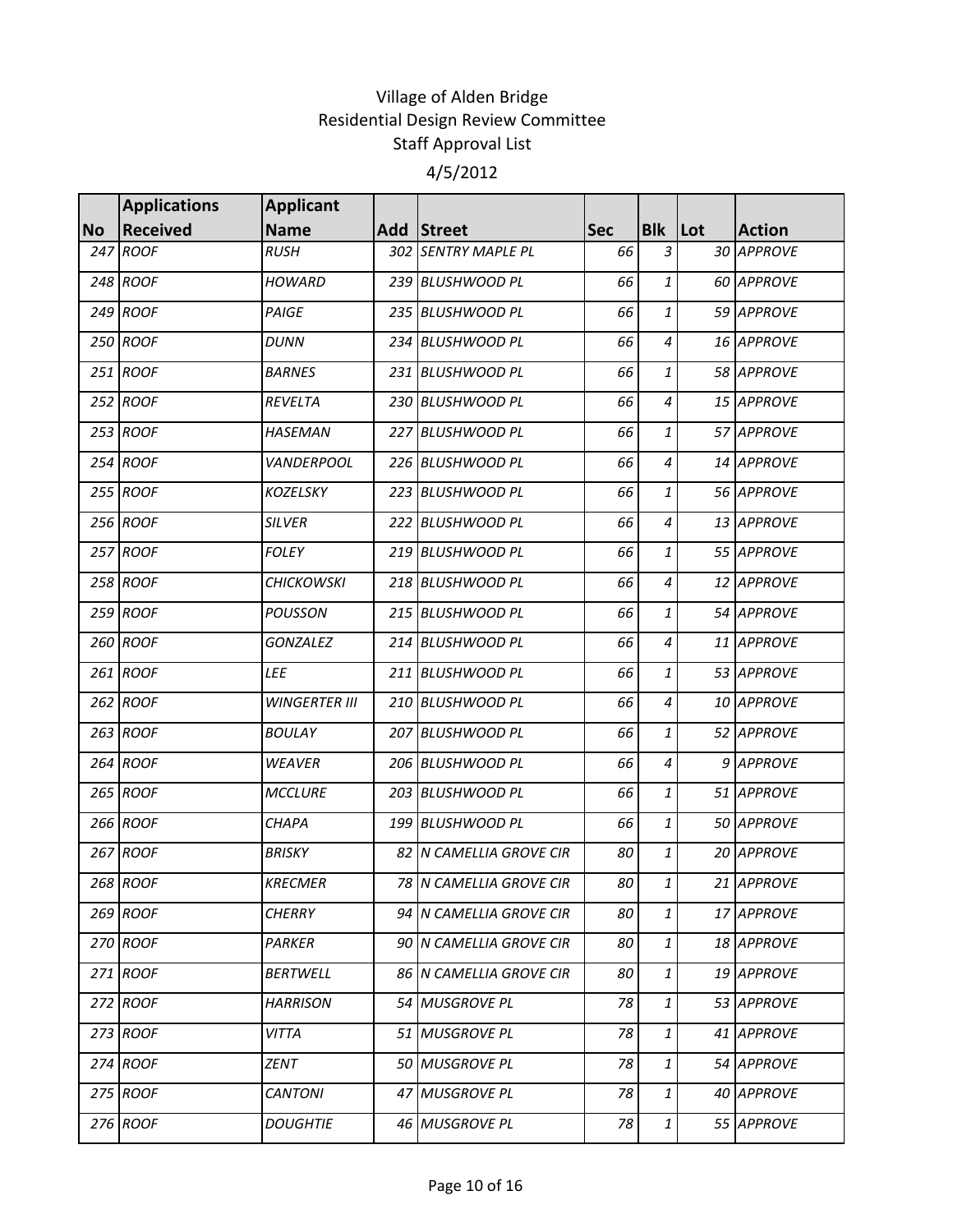# Village of Alden Bridge
## Residential Design Review Committee
## Staff Approval List
### 4/5/2012

| No | Applications Received | Applicant Name | Add | Street | Sec | Blk | Lot | Action |
|---|---|---|---|---|---|---|---|---|
| 247 | ROOF | RUSH | 302 | SENTRY MAPLE PL | 66 | 3 | 30 | APPROVE |
| 248 | ROOF | HOWARD | 239 | BLUSHWOOD PL | 66 | 1 | 60 | APPROVE |
| 249 | ROOF | PAIGE | 235 | BLUSHWOOD PL | 66 | 1 | 59 | APPROVE |
| 250 | ROOF | DUNN | 234 | BLUSHWOOD PL | 66 | 4 | 16 | APPROVE |
| 251 | ROOF | BARNES | 231 | BLUSHWOOD PL | 66 | 1 | 58 | APPROVE |
| 252 | ROOF | REVELTA | 230 | BLUSHWOOD PL | 66 | 4 | 15 | APPROVE |
| 253 | ROOF | HASEMAN | 227 | BLUSHWOOD PL | 66 | 1 | 57 | APPROVE |
| 254 | ROOF | VANDERPOOL | 226 | BLUSHWOOD PL | 66 | 4 | 14 | APPROVE |
| 255 | ROOF | KOZELSKY | 223 | BLUSHWOOD PL | 66 | 1 | 56 | APPROVE |
| 256 | ROOF | SILVER | 222 | BLUSHWOOD PL | 66 | 4 | 13 | APPROVE |
| 257 | ROOF | FOLEY | 219 | BLUSHWOOD PL | 66 | 1 | 55 | APPROVE |
| 258 | ROOF | CHICKOWSKI | 218 | BLUSHWOOD PL | 66 | 4 | 12 | APPROVE |
| 259 | ROOF | POUSSON | 215 | BLUSHWOOD PL | 66 | 1 | 54 | APPROVE |
| 260 | ROOF | GONZALEZ | 214 | BLUSHWOOD PL | 66 | 4 | 11 | APPROVE |
| 261 | ROOF | LEE | 211 | BLUSHWOOD PL | 66 | 1 | 53 | APPROVE |
| 262 | ROOF | WINGERTER III | 210 | BLUSHWOOD PL | 66 | 4 | 10 | APPROVE |
| 263 | ROOF | BOULAY | 207 | BLUSHWOOD PL | 66 | 1 | 52 | APPROVE |
| 264 | ROOF | WEAVER | 206 | BLUSHWOOD PL | 66 | 4 | 9 | APPROVE |
| 265 | ROOF | MCCLURE | 203 | BLUSHWOOD PL | 66 | 1 | 51 | APPROVE |
| 266 | ROOF | CHAPA | 199 | BLUSHWOOD PL | 66 | 1 | 50 | APPROVE |
| 267 | ROOF | BRISKY | 82 | N CAMELLIA GROVE CIR | 80 | 1 | 20 | APPROVE |
| 268 | ROOF | KRECMER | 78 | N CAMELLIA GROVE CIR | 80 | 1 | 21 | APPROVE |
| 269 | ROOF | CHERRY | 94 | N CAMELLIA GROVE CIR | 80 | 1 | 17 | APPROVE |
| 270 | ROOF | PARKER | 90 | N CAMELLIA GROVE CIR | 80 | 1 | 18 | APPROVE |
| 271 | ROOF | BERTWELL | 86 | N CAMELLIA GROVE CIR | 80 | 1 | 19 | APPROVE |
| 272 | ROOF | HARRISON | 54 | MUSGROVE PL | 78 | 1 | 53 | APPROVE |
| 273 | ROOF | VITTA | 51 | MUSGROVE PL | 78 | 1 | 41 | APPROVE |
| 274 | ROOF | ZENT | 50 | MUSGROVE PL | 78 | 1 | 54 | APPROVE |
| 275 | ROOF | CANTONI | 47 | MUSGROVE PL | 78 | 1 | 40 | APPROVE |
| 276 | ROOF | DOUGHTIE | 46 | MUSGROVE PL | 78 | 1 | 55 | APPROVE |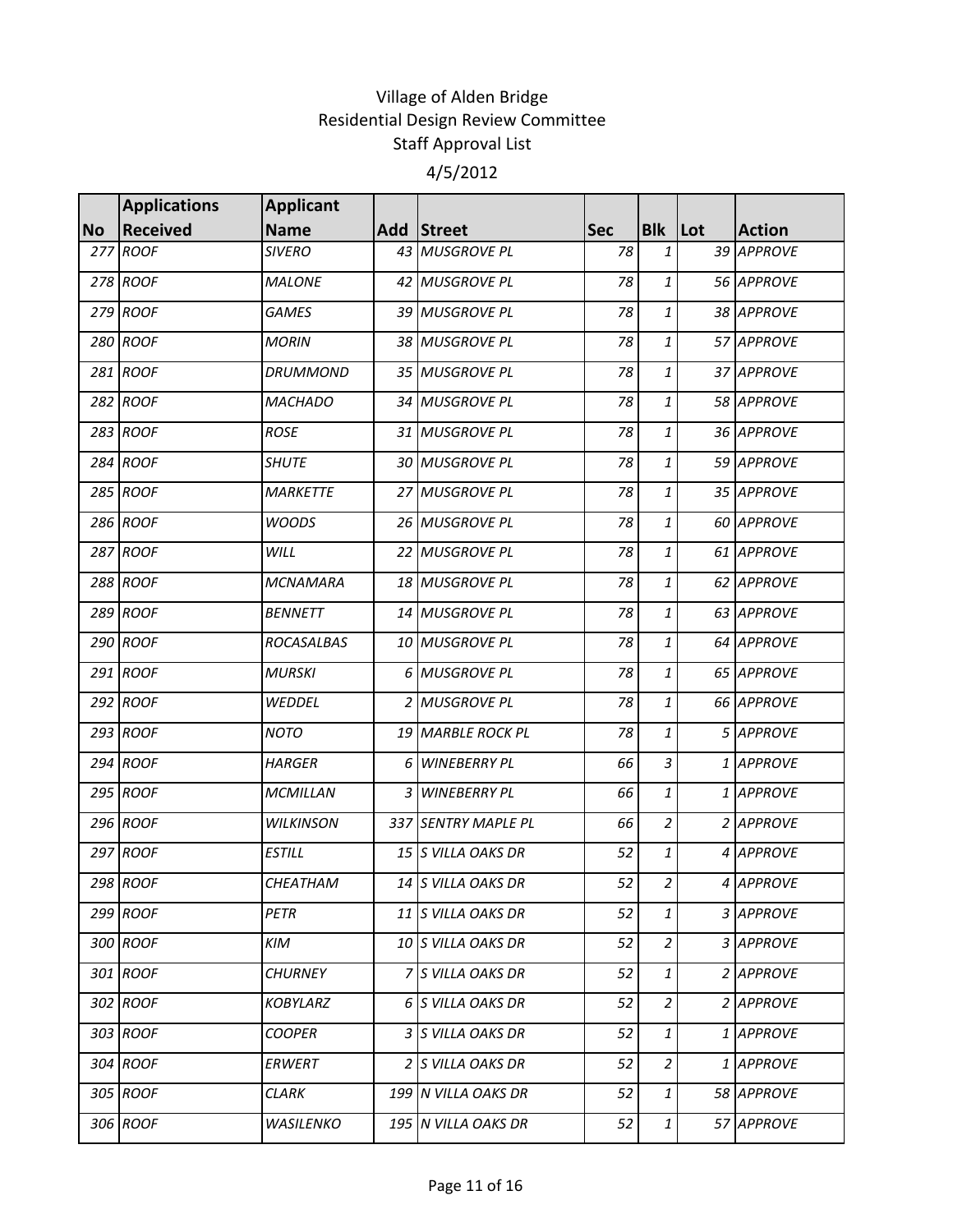# Village of Alden Bridge
## Residential Design Review Committee
## Staff Approval List
### 4/5/2012

| No | Applications Received | Applicant Name | Add | Street | Sec | Blk | Lot | Action |
|---|---|---|---|---|---|---|---|---|
| 277 | ROOF | SIVERO | 43 | MUSGROVE PL | 78 | 1 | 39 | APPROVE |
| 278 | ROOF | MALONE | 42 | MUSGROVE PL | 78 | 1 | 56 | APPROVE |
| 279 | ROOF | GAMES | 39 | MUSGROVE PL | 78 | 1 | 38 | APPROVE |
| 280 | ROOF | MORIN | 38 | MUSGROVE PL | 78 | 1 | 57 | APPROVE |
| 281 | ROOF | DRUMMOND | 35 | MUSGROVE PL | 78 | 1 | 37 | APPROVE |
| 282 | ROOF | MACHADO | 34 | MUSGROVE PL | 78 | 1 | 58 | APPROVE |
| 283 | ROOF | ROSE | 31 | MUSGROVE PL | 78 | 1 | 36 | APPROVE |
| 284 | ROOF | SHUTE | 30 | MUSGROVE PL | 78 | 1 | 59 | APPROVE |
| 285 | ROOF | MARKETTE | 27 | MUSGROVE PL | 78 | 1 | 35 | APPROVE |
| 286 | ROOF | WOODS | 26 | MUSGROVE PL | 78 | 1 | 60 | APPROVE |
| 287 | ROOF | WILL | 22 | MUSGROVE PL | 78 | 1 | 61 | APPROVE |
| 288 | ROOF | MCNAMARA | 18 | MUSGROVE PL | 78 | 1 | 62 | APPROVE |
| 289 | ROOF | BENNETT | 14 | MUSGROVE PL | 78 | 1 | 63 | APPROVE |
| 290 | ROOF | ROCASALBAS | 10 | MUSGROVE PL | 78 | 1 | 64 | APPROVE |
| 291 | ROOF | MURSKI | 6 | MUSGROVE PL | 78 | 1 | 65 | APPROVE |
| 292 | ROOF | WEDDEL | 2 | MUSGROVE PL | 78 | 1 | 66 | APPROVE |
| 293 | ROOF | NOTO | 19 | MARBLE ROCK PL | 78 | 1 | 5 | APPROVE |
| 294 | ROOF | HARGER | 6 | WINEBERRY PL | 66 | 3 | 1 | APPROVE |
| 295 | ROOF | MCMILLAN | 3 | WINEBERRY PL | 66 | 1 | 1 | APPROVE |
| 296 | ROOF | WILKINSON | 337 | SENTRY MAPLE PL | 66 | 2 | 2 | APPROVE |
| 297 | ROOF | ESTILL | 15 | S VILLA OAKS DR | 52 | 1 | 4 | APPROVE |
| 298 | ROOF | CHEATHAM | 14 | S VILLA OAKS DR | 52 | 2 | 4 | APPROVE |
| 299 | ROOF | PETR | 11 | S VILLA OAKS DR | 52 | 1 | 3 | APPROVE |
| 300 | ROOF | KIM | 10 | S VILLA OAKS DR | 52 | 2 | 3 | APPROVE |
| 301 | ROOF | CHURNEY | 7 | S VILLA OAKS DR | 52 | 1 | 2 | APPROVE |
| 302 | ROOF | KOBYLARZ | 6 | S VILLA OAKS DR | 52 | 2 | 2 | APPROVE |
| 303 | ROOF | COOPER | 3 | S VILLA OAKS DR | 52 | 1 | 1 | APPROVE |
| 304 | ROOF | ERWERT | 2 | S VILLA OAKS DR | 52 | 2 | 1 | APPROVE |
| 305 | ROOF | CLARK | 199 | N VILLA OAKS DR | 52 | 1 | 58 | APPROVE |
| 306 | ROOF | WASILENKO | 195 | N VILLA OAKS DR | 52 | 1 | 57 | APPROVE |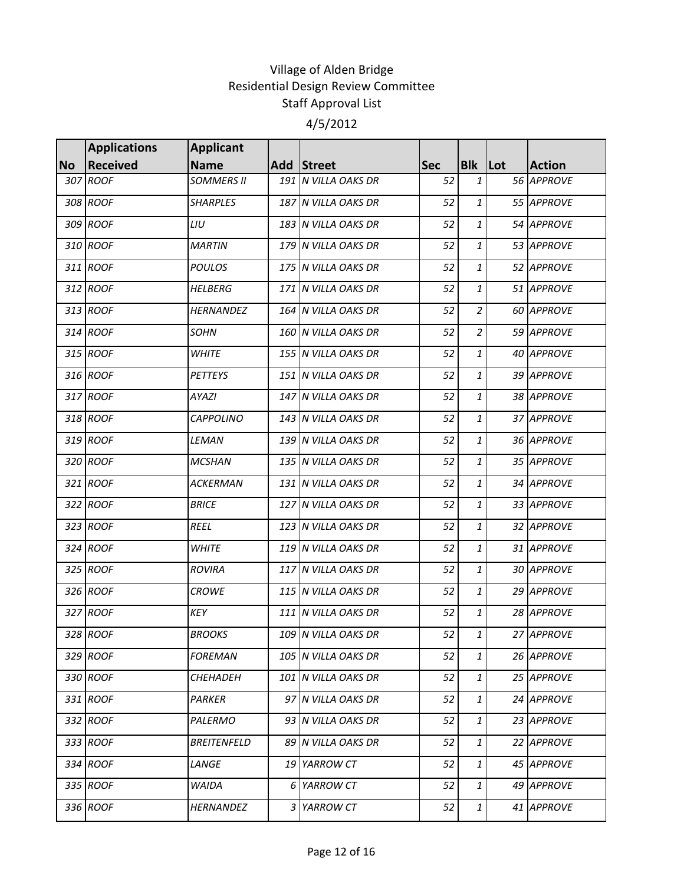Village of Alden Bridge
Residential Design Review Committee
Staff Approval List

4/5/2012

| No | Applications Received | Applicant Name | Add | Street | Sec | Blk | Lot | Action |
|---|---|---|---|---|---|---|---|---|
| 307 | ROOF | SOMMERS II | 191 | N VILLA OAKS DR | 52 | 1 | 56 | APPROVE |
| 308 | ROOF | SHARPLES | 187 | N VILLA OAKS DR | 52 | 1 | 55 | APPROVE |
| 309 | ROOF | LIU | 183 | N VILLA OAKS DR | 52 | 1 | 54 | APPROVE |
| 310 | ROOF | MARTIN | 179 | N VILLA OAKS DR | 52 | 1 | 53 | APPROVE |
| 311 | ROOF | POULOS | 175 | N VILLA OAKS DR | 52 | 1 | 52 | APPROVE |
| 312 | ROOF | HELBERG | 171 | N VILLA OAKS DR | 52 | 1 | 51 | APPROVE |
| 313 | ROOF | HERNANDEZ | 164 | N VILLA OAKS DR | 52 | 2 | 60 | APPROVE |
| 314 | ROOF | SOHN | 160 | N VILLA OAKS DR | 52 | 2 | 59 | APPROVE |
| 315 | ROOF | WHITE | 155 | N VILLA OAKS DR | 52 | 1 | 40 | APPROVE |
| 316 | ROOF | PETTEYS | 151 | N VILLA OAKS DR | 52 | 1 | 39 | APPROVE |
| 317 | ROOF | AYAZI | 147 | N VILLA OAKS DR | 52 | 1 | 38 | APPROVE |
| 318 | ROOF | CAPPOLINO | 143 | N VILLA OAKS DR | 52 | 1 | 37 | APPROVE |
| 319 | ROOF | LEMAN | 139 | N VILLA OAKS DR | 52 | 1 | 36 | APPROVE |
| 320 | ROOF | MCSHAN | 135 | N VILLA OAKS DR | 52 | 1 | 35 | APPROVE |
| 321 | ROOF | ACKERMAN | 131 | N VILLA OAKS DR | 52 | 1 | 34 | APPROVE |
| 322 | ROOF | BRICE | 127 | N VILLA OAKS DR | 52 | 1 | 33 | APPROVE |
| 323 | ROOF | REEL | 123 | N VILLA OAKS DR | 52 | 1 | 32 | APPROVE |
| 324 | ROOF | WHITE | 119 | N VILLA OAKS DR | 52 | 1 | 31 | APPROVE |
| 325 | ROOF | ROVIRA | 117 | N VILLA OAKS DR | 52 | 1 | 30 | APPROVE |
| 326 | ROOF | CROWE | 115 | N VILLA OAKS DR | 52 | 1 | 29 | APPROVE |
| 327 | ROOF | KEY | 111 | N VILLA OAKS DR | 52 | 1 | 28 | APPROVE |
| 328 | ROOF | BROOKS | 109 | N VILLA OAKS DR | 52 | 1 | 27 | APPROVE |
| 329 | ROOF | FOREMAN | 105 | N VILLA OAKS DR | 52 | 1 | 26 | APPROVE |
| 330 | ROOF | CHEHADEH | 101 | N VILLA OAKS DR | 52 | 1 | 25 | APPROVE |
| 331 | ROOF | PARKER | 97 | N VILLA OAKS DR | 52 | 1 | 24 | APPROVE |
| 332 | ROOF | PALERMO | 93 | N VILLA OAKS DR | 52 | 1 | 23 | APPROVE |
| 333 | ROOF | BREITENFELD | 89 | N VILLA OAKS DR | 52 | 1 | 22 | APPROVE |
| 334 | ROOF | LANGE | 19 | YARROW CT | 52 | 1 | 45 | APPROVE |
| 335 | ROOF | WAIDA | 6 | YARROW CT | 52 | 1 | 49 | APPROVE |
| 336 | ROOF | HERNANDEZ | 3 | YARROW CT | 52 | 1 | 41 | APPROVE |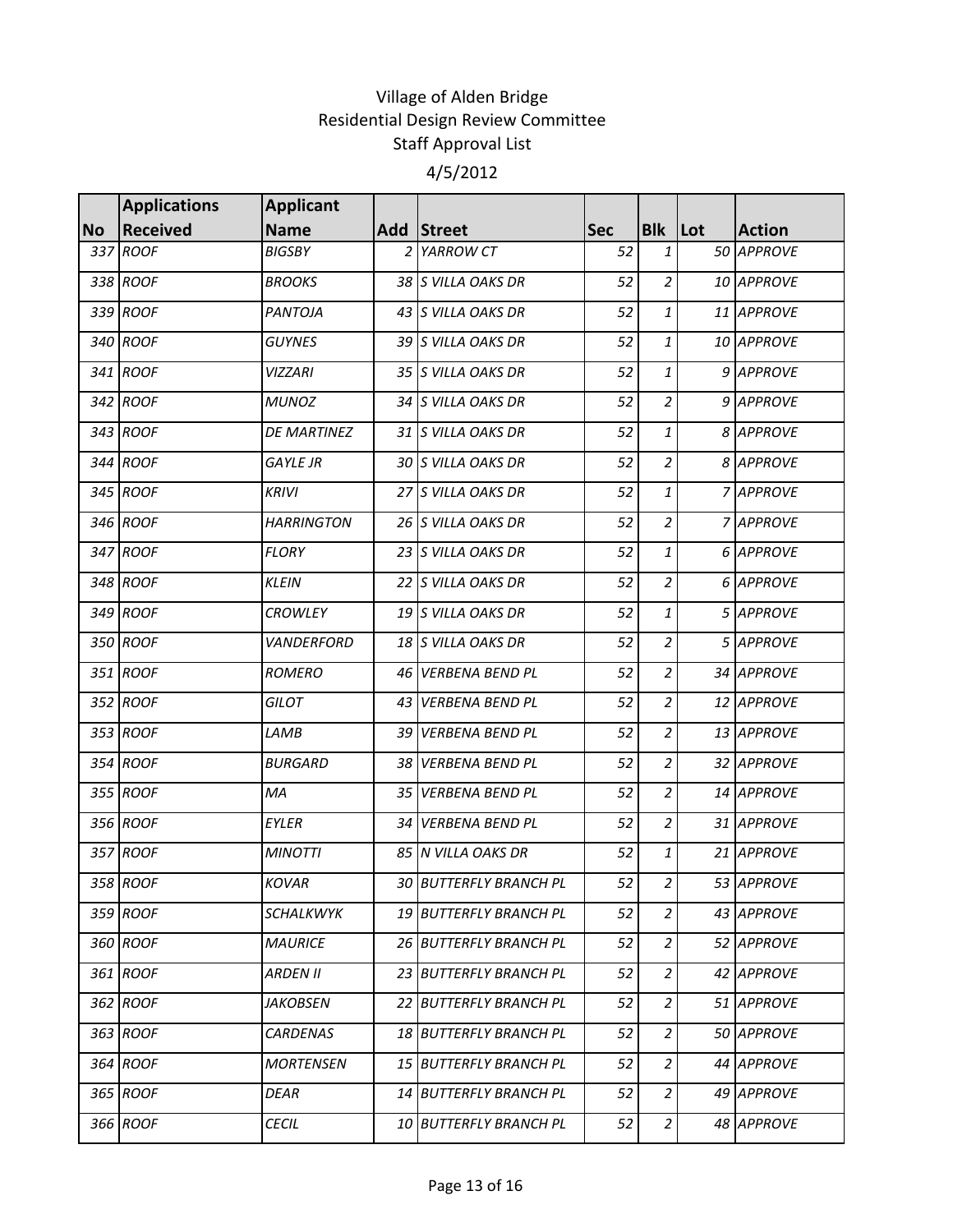Village of Alden Bridge
Residential Design Review Committee
Staff Approval List

4/5/2012

| No | Applications Received | Applicant Name | Add | Street | Sec | Blk | Lot | Action |
|---|---|---|---|---|---|---|---|---|
| 337 | ROOF | BIGSBY | 2 | YARROW CT | 52 | 1 | 50 | APPROVE |
| 338 | ROOF | BROOKS | 38 | S VILLA OAKS DR | 52 | 2 | 10 | APPROVE |
| 339 | ROOF | PANTOJA | 43 | S VILLA OAKS DR | 52 | 1 | 11 | APPROVE |
| 340 | ROOF | GUYNES | 39 | S VILLA OAKS DR | 52 | 1 | 10 | APPROVE |
| 341 | ROOF | VIZZARI | 35 | S VILLA OAKS DR | 52 | 1 | 9 | APPROVE |
| 342 | ROOF | MUNOZ | 34 | S VILLA OAKS DR | 52 | 2 | 9 | APPROVE |
| 343 | ROOF | DE MARTINEZ | 31 | S VILLA OAKS DR | 52 | 1 | 8 | APPROVE |
| 344 | ROOF | GAYLE JR | 30 | S VILLA OAKS DR | 52 | 2 | 8 | APPROVE |
| 345 | ROOF | KRIVI | 27 | S VILLA OAKS DR | 52 | 1 | 7 | APPROVE |
| 346 | ROOF | HARRINGTON | 26 | S VILLA OAKS DR | 52 | 2 | 7 | APPROVE |
| 347 | ROOF | FLORY | 23 | S VILLA OAKS DR | 52 | 1 | 6 | APPROVE |
| 348 | ROOF | KLEIN | 22 | S VILLA OAKS DR | 52 | 2 | 6 | APPROVE |
| 349 | ROOF | CROWLEY | 19 | S VILLA OAKS DR | 52 | 1 | 5 | APPROVE |
| 350 | ROOF | VANDERFORD | 18 | S VILLA OAKS DR | 52 | 2 | 5 | APPROVE |
| 351 | ROOF | ROMERO | 46 | VERBENA BEND PL | 52 | 2 | 34 | APPROVE |
| 352 | ROOF | GILOT | 43 | VERBENA BEND PL | 52 | 2 | 12 | APPROVE |
| 353 | ROOF | LAMB | 39 | VERBENA BEND PL | 52 | 2 | 13 | APPROVE |
| 354 | ROOF | BURGARD | 38 | VERBENA BEND PL | 52 | 2 | 32 | APPROVE |
| 355 | ROOF | MA | 35 | VERBENA BEND PL | 52 | 2 | 14 | APPROVE |
| 356 | ROOF | EYLER | 34 | VERBENA BEND PL | 52 | 2 | 31 | APPROVE |
| 357 | ROOF | MINOTTI | 85 | N VILLA OAKS DR | 52 | 1 | 21 | APPROVE |
| 358 | ROOF | KOVAR | 30 | BUTTERFLY BRANCH PL | 52 | 2 | 53 | APPROVE |
| 359 | ROOF | SCHALKWYK | 19 | BUTTERFLY BRANCH PL | 52 | 2 | 43 | APPROVE |
| 360 | ROOF | MAURICE | 26 | BUTTERFLY BRANCH PL | 52 | 2 | 52 | APPROVE |
| 361 | ROOF | ARDEN II | 23 | BUTTERFLY BRANCH PL | 52 | 2 | 42 | APPROVE |
| 362 | ROOF | JAKOBSEN | 22 | BUTTERFLY BRANCH PL | 52 | 2 | 51 | APPROVE |
| 363 | ROOF | CARDENAS | 18 | BUTTERFLY BRANCH PL | 52 | 2 | 50 | APPROVE |
| 364 | ROOF | MORTENSEN | 15 | BUTTERFLY BRANCH PL | 52 | 2 | 44 | APPROVE |
| 365 | ROOF | DEAR | 14 | BUTTERFLY BRANCH PL | 52 | 2 | 49 | APPROVE |
| 366 | ROOF | CECIL | 10 | BUTTERFLY BRANCH PL | 52 | 2 | 48 | APPROVE |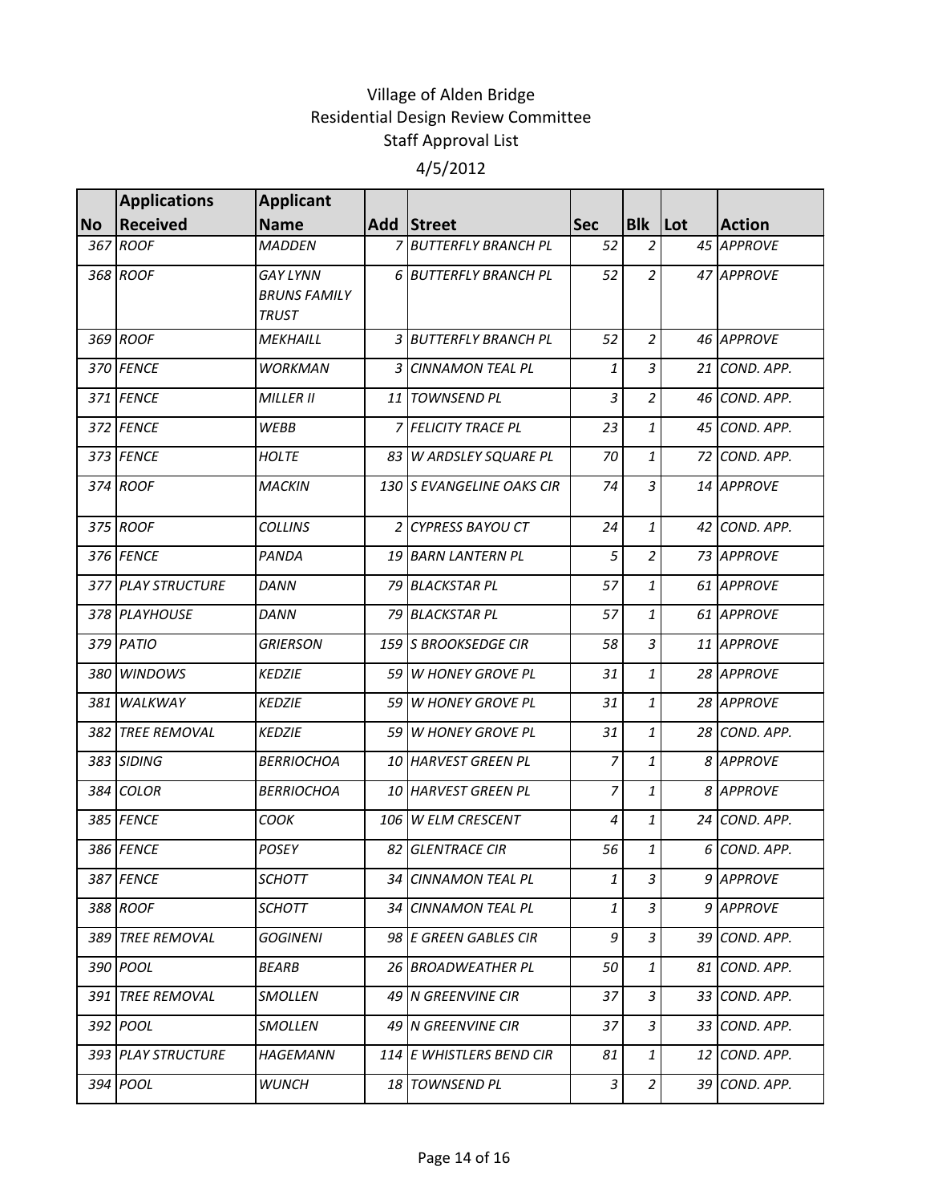# Village of Alden Bridge
## Residential Design Review Committee
### Staff Approval List

4/5/2012

| No | Applications Received | Applicant Name | Add | Street | Sec | Blk | Lot | Action |
|---|---|---|---|---|---|---|---|---|
| 367 | ROOF | MADDEN | 7 | BUTTERFLY BRANCH PL | 52 | 2 | 45 | APPROVE |
| 368 | ROOF | GAY LYNN BRUNS FAMILY TRUST | 6 | BUTTERFLY BRANCH PL | 52 | 2 | 47 | APPROVE |
| 369 | ROOF | MEKHAILL | 3 | BUTTERFLY BRANCH PL | 52 | 2 | 46 | APPROVE |
| 370 | FENCE | WORKMAN | 3 | CINNAMON TEAL PL | 1 | 3 | 21 | COND. APP. |
| 371 | FENCE | MILLER II | 11 | TOWNSEND PL | 3 | 2 | 46 | COND. APP. |
| 372 | FENCE | WEBB | 7 | FELICITY TRACE PL | 23 | 1 | 45 | COND. APP. |
| 373 | FENCE | HOLTE | 83 | W ARDSLEY SQUARE PL | 70 | 1 | 72 | COND. APP. |
| 374 | ROOF | MACKIN | 130 | S EVANGELINE OAKS CIR | 74 | 3 | 14 | APPROVE |
| 375 | ROOF | COLLINS | 2 | CYPRESS BAYOU CT | 24 | 1 | 42 | COND. APP. |
| 376 | FENCE | PANDA | 19 | BARN LANTERN PL | 5 | 2 | 73 | APPROVE |
| 377 | PLAY STRUCTURE | DANN | 79 | BLACKSTAR PL | 57 | 1 | 61 | APPROVE |
| 378 | PLAYHOUSE | DANN | 79 | BLACKSTAR PL | 57 | 1 | 61 | APPROVE |
| 379 | PATIO | GRIERSON | 159 | S BROOKSEDGE CIR | 58 | 3 | 11 | APPROVE |
| 380 | WINDOWS | KEDZIE | 59 | W HONEY GROVE PL | 31 | 1 | 28 | APPROVE |
| 381 | WALKWAY | KEDZIE | 59 | W HONEY GROVE PL | 31 | 1 | 28 | APPROVE |
| 382 | TREE REMOVAL | KEDZIE | 59 | W HONEY GROVE PL | 31 | 1 | 28 | COND. APP. |
| 383 | SIDING | BERRIOCHOA | 10 | HARVEST GREEN PL | 7 | 1 | 8 | APPROVE |
| 384 | COLOR | BERRIOCHOA | 10 | HARVEST GREEN PL | 7 | 1 | 8 | APPROVE |
| 385 | FENCE | COOK | 106 | W ELM CRESCENT | 4 | 1 | 24 | COND. APP. |
| 386 | FENCE | POSEY | 82 | GLENTRACE CIR | 56 | 1 | 6 | COND. APP. |
| 387 | FENCE | SCHOTT | 34 | CINNAMON TEAL PL | 1 | 3 | 9 | APPROVE |
| 388 | ROOF | SCHOTT | 34 | CINNAMON TEAL PL | 1 | 3 | 9 | APPROVE |
| 389 | TREE REMOVAL | GOGINENI | 98 | E GREEN GABLES CIR | 9 | 3 | 39 | COND. APP. |
| 390 | POOL | BEARB | 26 | BROADWEATHER PL | 50 | 1 | 81 | COND. APP. |
| 391 | TREE REMOVAL | SMOLLEN | 49 | N GREENVINE CIR | 37 | 3 | 33 | COND. APP. |
| 392 | POOL | SMOLLEN | 49 | N GREENVINE CIR | 37 | 3 | 33 | COND. APP. |
| 393 | PLAY STRUCTURE | HAGEMANN | 114 | E WHISTLERS BEND CIR | 81 | 1 | 12 | COND. APP. |
| 394 | POOL | WUNCH | 18 | TOWNSEND PL | 3 | 2 | 39 | COND. APP. |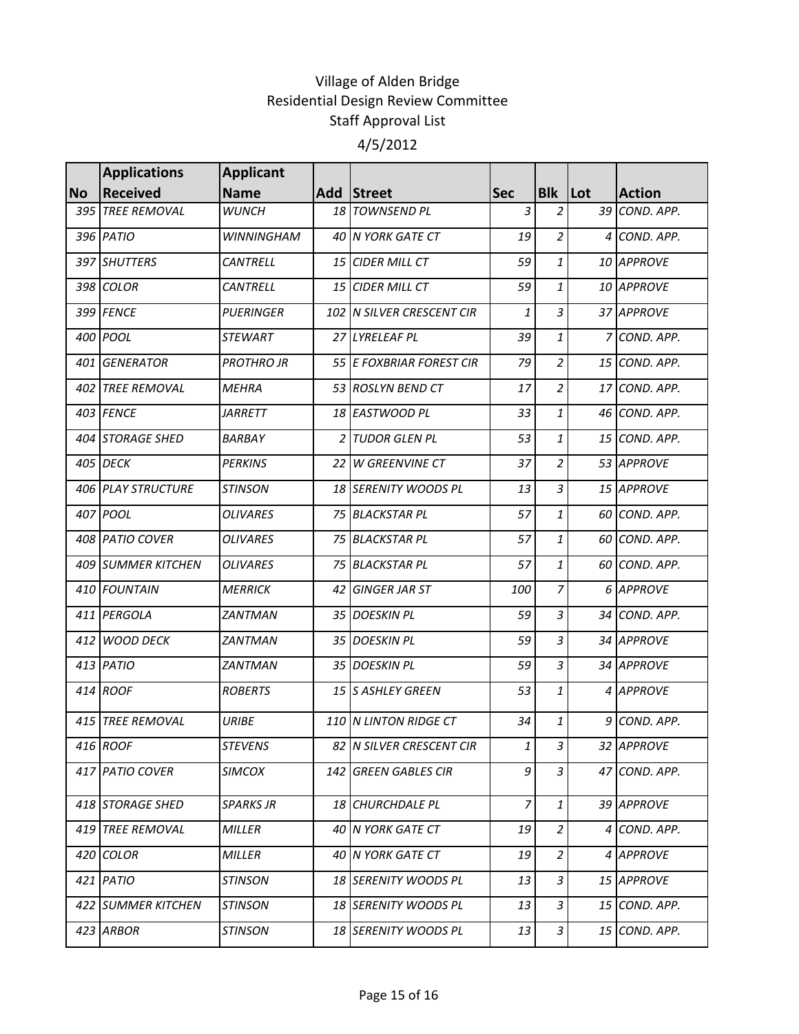# Village of Alden Bridge
## Residential Design Review Committee
### Staff Approval List

4/5/2012

| No | Applications Received | Applicant Name | Add | Street | Sec | Blk | Lot | Action |
|---|---|---|---|---|---|---|---|---|
| 395 | TREE REMOVAL | WUNCH | 18 | TOWNSEND PL | 3 | 2 | 39 | COND. APP. |
| 396 | PATIO | WINNINGHAM | 40 | N YORK GATE CT | 19 | 2 | 4 | COND. APP. |
| 397 | SHUTTERS | CANTRELL | 15 | CIDER MILL CT | 59 | 1 | 10 | APPROVE |
| 398 | COLOR | CANTRELL | 15 | CIDER MILL CT | 59 | 1 | 10 | APPROVE |
| 399 | FENCE | PUERINGER | 102 | N SILVER CRESCENT CIR | 1 | 3 | 37 | APPROVE |
| 400 | POOL | STEWART | 27 | LYRELEAF PL | 39 | 1 | 7 | COND. APP. |
| 401 | GENERATOR | PROTHRO JR | 55 | E FOXBRIAR FOREST CIR | 79 | 2 | 15 | COND. APP. |
| 402 | TREE REMOVAL | MEHRA | 53 | ROSLYN BEND CT | 17 | 2 | 17 | COND. APP. |
| 403 | FENCE | JARRETT | 18 | EASTWOOD PL | 33 | 1 | 46 | COND. APP. |
| 404 | STORAGE SHED | BARBAY | 2 | TUDOR GLEN PL | 53 | 1 | 15 | COND. APP. |
| 405 | DECK | PERKINS | 22 | W GREENVINE CT | 37 | 2 | 53 | APPROVE |
| 406 | PLAY STRUCTURE | STINSON | 18 | SERENITY WOODS PL | 13 | 3 | 15 | APPROVE |
| 407 | POOL | OLIVARES | 75 | BLACKSTAR PL | 57 | 1 | 60 | COND. APP. |
| 408 | PATIO COVER | OLIVARES | 75 | BLACKSTAR PL | 57 | 1 | 60 | COND. APP. |
| 409 | SUMMER KITCHEN | OLIVARES | 75 | BLACKSTAR PL | 57 | 1 | 60 | COND. APP. |
| 410 | FOUNTAIN | MERRICK | 42 | GINGER JAR ST | 100 | 7 | 6 | APPROVE |
| 411 | PERGOLA | ZANTMAN | 35 | DOESKIN PL | 59 | 3 | 34 | COND. APP. |
| 412 | WOOD DECK | ZANTMAN | 35 | DOESKIN PL | 59 | 3 | 34 | APPROVE |
| 413 | PATIO | ZANTMAN | 35 | DOESKIN PL | 59 | 3 | 34 | APPROVE |
| 414 | ROOF | ROBERTS | 15 | S ASHLEY GREEN | 53 | 1 | 4 | APPROVE |
| 415 | TREE REMOVAL | URIBE | 110 | N LINTON RIDGE CT | 34 | 1 | 9 | COND. APP. |
| 416 | ROOF | STEVENS | 82 | N SILVER CRESCENT CIR | 1 | 3 | 32 | APPROVE |
| 417 | PATIO COVER | SIMCOX | 142 | GREEN GABLES CIR | 9 | 3 | 47 | COND. APP. |
| 418 | STORAGE SHED | SPARKS JR | 18 | CHURCHDALE PL | 7 | 1 | 39 | APPROVE |
| 419 | TREE REMOVAL | MILLER | 40 | N YORK GATE CT | 19 | 2 | 4 | COND. APP. |
| 420 | COLOR | MILLER | 40 | N YORK GATE CT | 19 | 2 | 4 | APPROVE |
| 421 | PATIO | STINSON | 18 | SERENITY WOODS PL | 13 | 3 | 15 | APPROVE |
| 422 | SUMMER KITCHEN | STINSON | 18 | SERENITY WOODS PL | 13 | 3 | 15 | COND. APP. |
| 423 | ARBOR | STINSON | 18 | SERENITY WOODS PL | 13 | 3 | 15 | COND. APP. |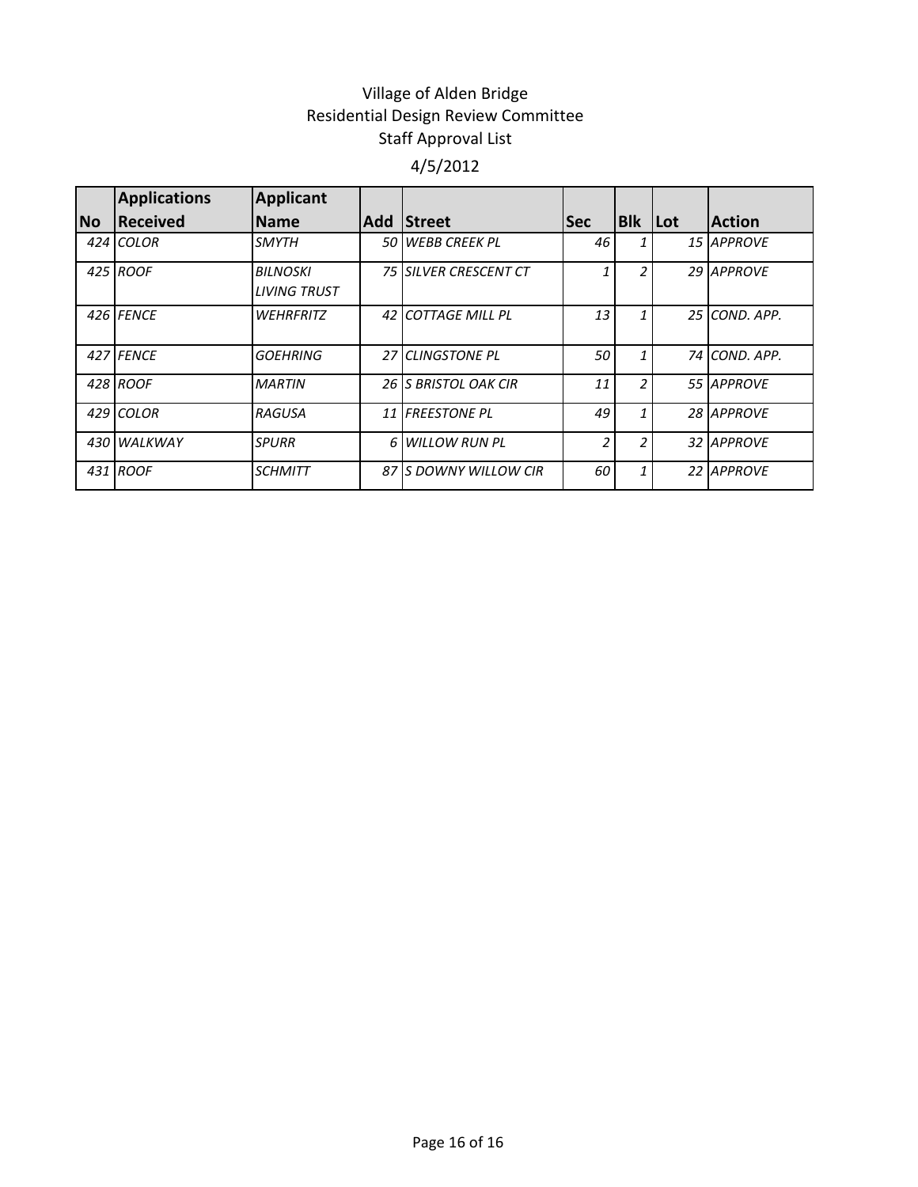# Village of Alden Bridge
## Residential Design Review Committee
## Staff Approval List
### 4/5/2012

| No | Applications Received | Applicant Name | Add | Street | Sec | Blk | Lot | Action |
|---|---|---|---|---|---|---|---|---|
| *424* | *COLOR* | *SMYTH* | *50* | *WEBB CREEK PL* | *46* | *1* | *15* | *APPROVE* |
| *425* | *ROOF* | *BILNOSKI LIVING TRUST* | *75* | *SILVER CRESCENT CT* | *1* | *2* | *29* | *APPROVE* |
| *426* | *FENCE* | *WEHRFRITZ* | *42* | *COTTAGE MILL PL* | *13* | *1* | *25* | *COND. APP.* |
| *427* | *FENCE* | *GOEHRING* | *27* | *CLINGSTONE PL* | *50* | *1* | *74* | *COND. APP.* |
| *428* | *ROOF* | *MARTIN* | *26* | *S BRISTOL OAK CIR* | *11* | *2* | *55* | *APPROVE* |
| *429* | *COLOR* | *RAGUSA* | *11* | *FREESTONE PL* | *49* | *1* | *28* | *APPROVE* |
| *430* | *WALKWAY* | *SPURR* | *6* | *WILLOW RUN PL* | *2* | *2* | *32* | *APPROVE* |
| *431* | *ROOF* | *SCHMITT* | *87* | *S DOWNY WILLOW CIR* | *60* | *1* | *22* | *APPROVE* |